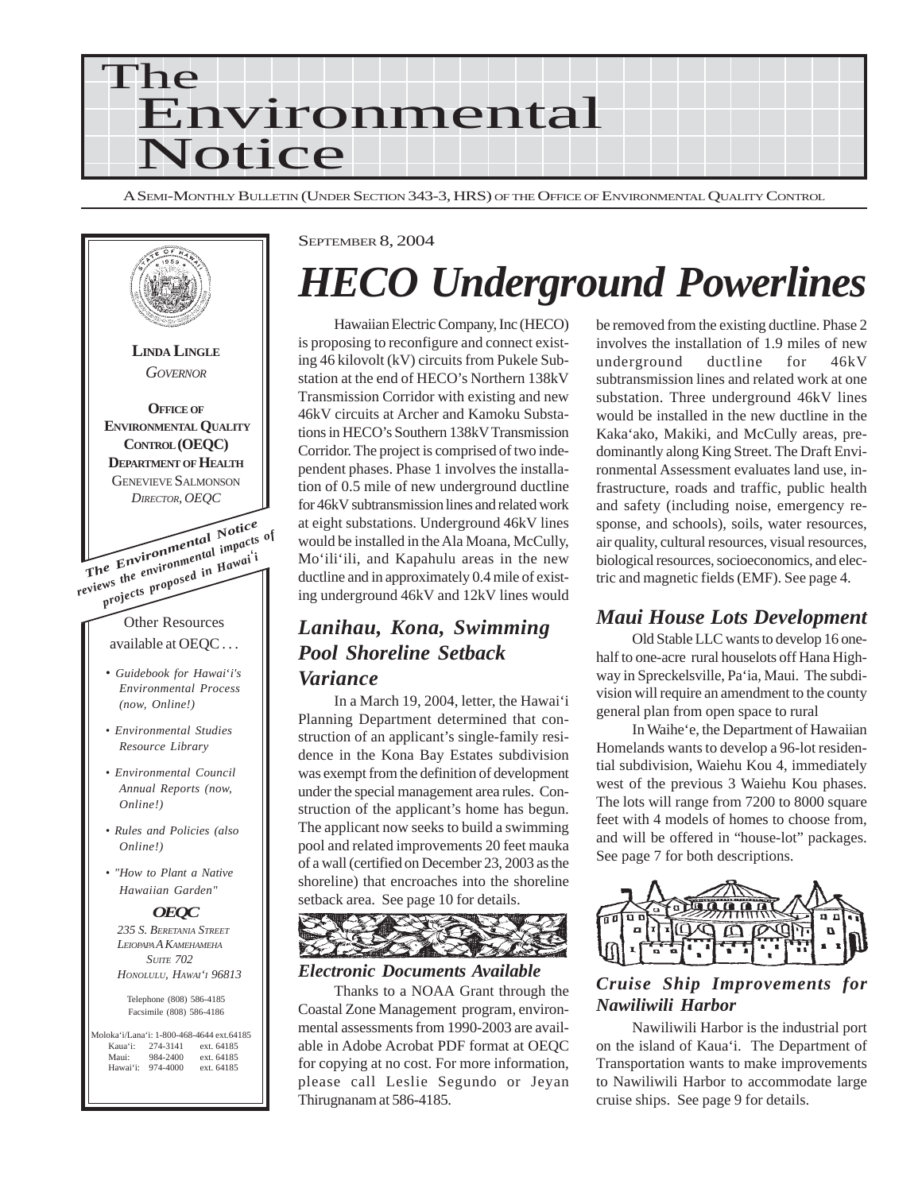# The Environmental Notice

A Semi-Monthly Bulletin (Under Section 343-3, HRS) of the Office of Environmental Quality Control

**Linda Lingle**
*Governor*

**Office of Environmental Quality Control (OEQC)**
**Department of Health**
Genevieve Salmonson
*Director, OEQC*

*The Environmental Notice reviews the environmental impacts of projects proposed in Hawai'i*

Other Resources available at OEQC . . .

- *Guidebook for Hawai'i's Environmental Process (now, Online!)*
- *Environmental Studies Resource Library*
- *Environmental Council Annual Reports (now, Online!)*
- *Rules and Policies (also Online!)*
- *"How to Plant a Native Hawaiian Garden"*

**OEQC**
*235 S. Beretania Street*
*Leiopapa A Kamehameha*
*Suite 702*
*Honolulu, Hawai'i 96813*

Telephone (808) 586-4185
Facsimile (808) 586-4186

Moloka'i/Lana'i: 1-800-468-4644 ext.64185
Kaua'i: 274-3141 ext. 64185
Maui: 984-2400 ext. 64185
Hawai'i: 974-4000 ext. 64185

September 8, 2004

# *HECO Underground Powerlines*

Hawaiian Electric Company, Inc (HECO) is proposing to reconfigure and connect existing 46 kilovolt (kV) circuits from Pukele Substation at the end of HECO's Northern 138kV Transmission Corridor with existing and new 46kV circuits at Archer and Kamoku Substations in HECO's Southern 138kV Transmission Corridor. The project is comprised of two independent phases. Phase 1 involves the installation of 0.5 mile of new underground ductline for 46kV subtransmission lines and related work at eight substations. Underground 46kV lines would be installed in the Ala Moana, McCully, Mo'ili'ili, and Kapahulu areas in the new ductline and in approximately 0.4 mile of existing underground 46kV and 12kV lines would be removed from the existing ductline. Phase 2 involves the installation of 1.9 miles of new underground ductline for 46kV subtransmission lines and related work at one substation. Three underground 46kV lines would be installed in the new ductline in the Kaka'ako, Makiki, and McCully areas, predominantly along King Street. The Draft Environmental Assessment evaluates land use, infrastructure, roads and traffic, public health and safety (including noise, emergency response, and schools), soils, water resources, air quality, cultural resources, visual resources, biological resources, socioeconomics, and electric and magnetic fields (EMF). See page 4.

## *Lanihau, Kona, Swimming Pool Shoreline Setback Variance*

In a March 19, 2004, letter, the Hawai'i Planning Department determined that construction of an applicant's single-family residence in the Kona Bay Estates subdivision was exempt from the definition of development under the special management area rules. Construction of the applicant's home has begun. The applicant now seeks to build a swimming pool and related improvements 20 feet mauka of a wall (certified on December 23, 2003 as the shoreline) that encroaches into the shoreline setback area. See page 10 for details.

### *Electronic Documents Available*

Thanks to a NOAA Grant through the Coastal Zone Management program, environmental assessments from 1990-2003 are available in Adobe Acrobat PDF format at OEQC for copying at no cost. For more information, please call Leslie Segundo or Jeyan Thirugnanam at 586-4185.

## *Maui House Lots Development*

Old Stable LLC wants to develop 16 one-half to one-acre rural houselots off Hana Highway in Spreckelsville, Pa'ia, Maui. The subdivision will require an amendment to the county general plan from open space to rural

In Waihe'e, the Department of Hawaiian Homelands wants to develop a 96-lot residential subdivision, Waiehu Kou 4, immediately west of the previous 3 Waiehu Kou phases. The lots will range from 7200 to 8000 square feet with 4 models of homes to choose from, and will be offered in "house-lot" packages. See page 7 for both descriptions.

## *Cruise Ship Improvements for Nawiliwili Harbor*

Nawiliwili Harbor is the industrial port on the island of Kaua'i. The Department of Transportation wants to make improvements to Nawiliwili Harbor to accommodate large cruise ships. See page 9 for details.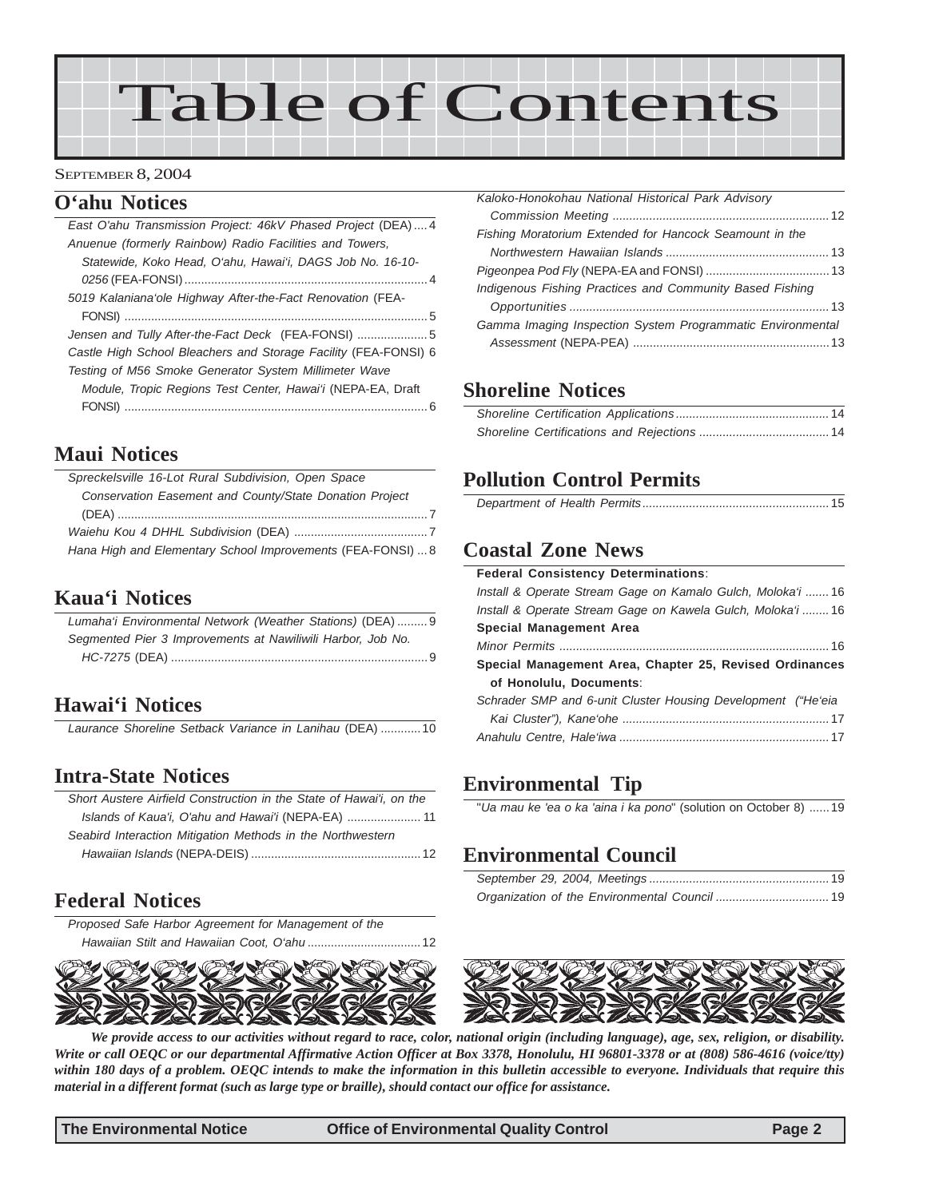# Table of Contents

SEPTEMBER 8, 2004

## O'ahu Notices

*East O'ahu Transmission Project: 46kV Phased Project* (DEA) .... 4

*Anuenue (formerly Rainbow) Radio Facilities and Towers, Statewide, Koko Head, O'ahu, Hawai'i, DAGS Job No. 16-10-0256* (FEA-FONSI) .... 4

*5019 Kalaniana'ole Highway After-the-Fact Renovation* (FEA-FONSI) .... 5

*Jensen and Tully After-the-Fact Deck* (FEA-FONSI) .... 5

*Castle High School Bleachers and Storage Facility* (FEA-FONSI) 6

*Testing of M56 Smoke Generator System Millimeter Wave Module, Tropic Regions Test Center, Hawai'i* (NEPA-EA, Draft FONSI) .... 6

## Maui Notices

*Spreckelsville 16-Lot Rural Subdivision, Open Space Conservation Easement and County/State Donation Project* (DEA) .... 7

*Waiehu Kou 4 DHHL Subdivision* (DEA) .... 7

*Hana High and Elementary School Improvements* (FEA-FONSI) ... 8

## Kaua'i Notices

*Lumaha'i Environmental Network (Weather Stations)* (DEA) .... 9

*Segmented Pier 3 Improvements at Nawiliwili Harbor, Job No. HC-7275* (DEA) .... 9

## Hawai'i Notices

*Laurance Shoreline Setback Variance in Lanihau* (DEA) .... 10

## Intra-State Notices

*Short Austere Airfield Construction in the State of Hawai'i, on the Islands of Kaua'i, O'ahu and Hawai'i* (NEPA-EA) .... 11

*Seabird Interaction Mitigation Methods in the Northwestern Hawaiian Islands* (NEPA-DEIS) .... 12

## Federal Notices

*Proposed Safe Harbor Agreement for Management of the Hawaiian Stilt and Hawaiian Coot, O'ahu* .... 12

*Kaloko-Honokohau National Historical Park Advisory Commission Meeting* .... 12

*Fishing Moratorium Extended for Hancock Seamount in the Northwestern Hawaiian Islands* .... 13

*Pigeonpea Pod Fly* (NEPA-EA and FONSI) .... 13

*Indigenous Fishing Practices and Community Based Fishing Opportunities* .... 13

*Gamma Imaging Inspection System Programmatic Environmental Assessment* (NEPA-PEA) .... 13

## Shoreline Notices

*Shoreline Certification Applications* .... 14

*Shoreline Certifications and Rejections* .... 14

## Pollution Control Permits

*Department of Health Permits* .... 15

## Coastal Zone News

**Federal Consistency Determinations**:

*Install & Operate Stream Gage on Kamalo Gulch, Moloka'i* .... 16

*Install & Operate Stream Gage on Kawela Gulch, Moloka'i* .... 16

**Special Management Area**

*Minor Permits* .... 16

**Special Management Area, Chapter 25, Revised Ordinances of Honolulu, Documents**:

*Schrader SMP and 6-unit Cluster Housing Development ("He'eia Kai Cluster"), Kane'ohe* .... 17

*Anahulu Centre, Hale'iwa* .... 17

## Environmental Tip

"*Ua mau ke 'ea o ka 'aina i ka pono*" (solution on October 8) .... 19

## Environmental Council

*September 29, 2004, Meetings* .... 19

*Organization of the Environmental Council* .... 19

***We provide access to our activities without regard to race, color, national origin (including language), age, sex, religion, or disability. Write or call OEQC or our departmental Affirmative Action Officer at Box 3378, Honolulu, HI 96801-3378 or at (808) 586-4616 (voice/tty) within 180 days of a problem. OEQC intends to make the information in this bulletin accessible to everyone. Individuals that require this material in a different format (such as large type or braille), should contact our office for assistance.***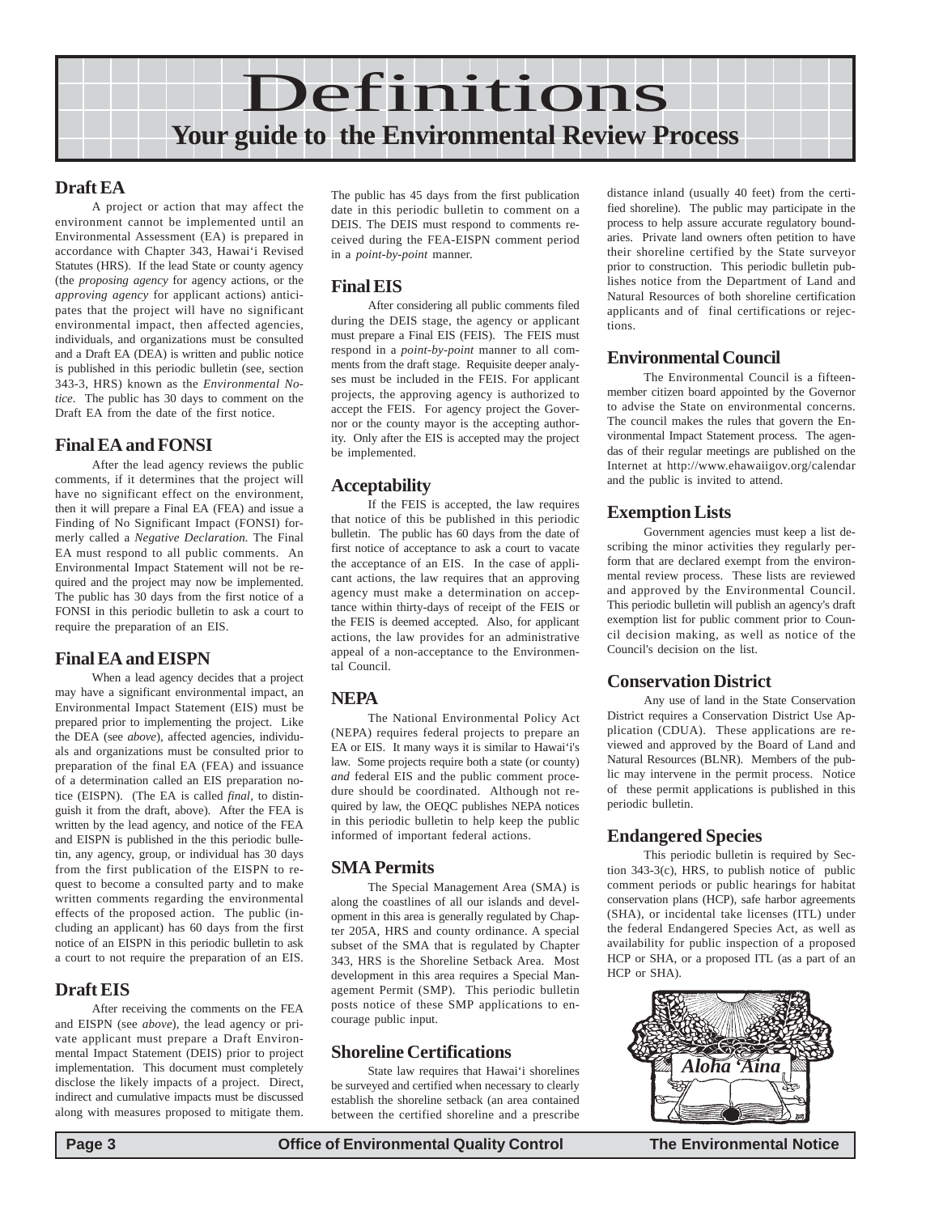# Definitions

## Your guide to the Environmental Review Process

### Draft EA

A project or action that may affect the environment cannot be implemented until an Environmental Assessment (EA) is prepared in accordance with Chapter 343, Hawai'i Revised Statutes (HRS). If the lead State or county agency (the *proposing agency* for agency actions, or the *approving agency* for applicant actions) anticipates that the project will have no significant environmental impact, then affected agencies, individuals, and organizations must be consulted and a Draft EA (DEA) is written and public notice is published in this periodic bulletin (see, section 343-3, HRS) known as the *Environmental Notice*. The public has 30 days to comment on the Draft EA from the date of the first notice.

### Final EA and FONSI

After the lead agency reviews the public comments, if it determines that the project will have no significant effect on the environment, then it will prepare a Final EA (FEA) and issue a Finding of No Significant Impact (FONSI) formerly called a *Negative Declaration*. The Final EA must respond to all public comments. An Environmental Impact Statement will not be required and the project may now be implemented. The public has 30 days from the first notice of a FONSI in this periodic bulletin to ask a court to require the preparation of an EIS.

### Final EA and EISPN

When a lead agency decides that a project may have a significant environmental impact, an Environmental Impact Statement (EIS) must be prepared prior to implementing the project. Like the DEA (see *above*), affected agencies, individuals and organizations must be consulted prior to preparation of the final EA (FEA) and issuance of a determination called an EIS preparation notice (EISPN). (The EA is called *final*, to distinguish it from the draft, above). After the FEA is written by the lead agency, and notice of the FEA and EISPN is published in the this periodic bulletin, any agency, group, or individual has 30 days from the first publication of the EISPN to request to become a consulted party and to make written comments regarding the environmental effects of the proposed action. The public (including an applicant) has 60 days from the first notice of an EISPN in this periodic bulletin to ask a court to not require the preparation of an EIS.

### Draft EIS

After receiving the comments on the FEA and EISPN (see *above*), the lead agency or private applicant must prepare a Draft Environmental Impact Statement (DEIS) prior to project implementation. This document must completely disclose the likely impacts of a project. Direct, indirect and cumulative impacts must be discussed along with measures proposed to mitigate them. The public has 45 days from the first publication date in this periodic bulletin to comment on a DEIS. The DEIS must respond to comments received during the FEA-EISPN comment period in a *point-by-point* manner.

### Final EIS

After considering all public comments filed during the DEIS stage, the agency or applicant must prepare a Final EIS (FEIS). The FEIS must respond in a *point-by-point* manner to all comments from the draft stage. Requisite deeper analyses must be included in the FEIS. For applicant projects, the approving agency is authorized to accept the FEIS. For agency project the Governor or the county mayor is the accepting authority. Only after the EIS is accepted may the project be implemented.

### Acceptability

If the FEIS is accepted, the law requires that notice of this be published in this periodic bulletin. The public has 60 days from the date of first notice of acceptance to ask a court to vacate the acceptance of an EIS. In the case of applicant actions, the law requires that an approving agency must make a determination on acceptance within thirty-days of receipt of the FEIS or the FEIS is deemed accepted. Also, for applicant actions, the law provides for an administrative appeal of a non-acceptance to the Environmental Council.

### NEPA

The National Environmental Policy Act (NEPA) requires federal projects to prepare an EA or EIS. It many ways it is similar to Hawai'i's law. Some projects require both a state (or county) *and* federal EIS and the public comment procedure should be coordinated. Although not required by law, the OEQC publishes NEPA notices in this periodic bulletin to help keep the public informed of important federal actions.

### SMA Permits

The Special Management Area (SMA) is along the coastlines of all our islands and development in this area is generally regulated by Chapter 205A, HRS and county ordinance. A special subset of the SMA that is regulated by Chapter 343, HRS is the Shoreline Setback Area. Most development in this area requires a Special Management Permit (SMP). This periodic bulletin posts notice of these SMP applications to encourage public input.

### Shoreline Certifications

State law requires that Hawai'i shorelines be surveyed and certified when necessary to clearly establish the shoreline setback (an area contained between the certified shoreline and a prescribe distance inland (usually 40 feet) from the certified shoreline). The public may participate in the process to help assure accurate regulatory boundaries. Private land owners often petition to have their shoreline certified by the State surveyor prior to construction. This periodic bulletin publishes notice from the Department of Land and Natural Resources of both shoreline certification applicants and of final certifications or rejections.

### Environmental Council

The Environmental Council is a fifteen-member citizen board appointed by the Governor to advise the State on environmental concerns. The council makes the rules that govern the Environmental Impact Statement process. The agendas of their regular meetings are published on the Internet at http://www.ehawaiigov.org/calendar and the public is invited to attend.

### Exemption Lists

Government agencies must keep a list describing the minor activities they regularly perform that are declared exempt from the environmental review process. These lists are reviewed and approved by the Environmental Council. This periodic bulletin will publish an agency's draft exemption list for public comment prior to Council decision making, as well as notice of the Council's decision on the list.

### Conservation District

Any use of land in the State Conservation District requires a Conservation District Use Application (CDUA). These applications are reviewed and approved by the Board of Land and Natural Resources (BLNR). Members of the public may intervene in the permit process. Notice of these permit applications is published in this periodic bulletin.

### Endangered Species

This periodic bulletin is required by Section 343-3(c), HRS, to publish notice of public comment periods or public hearings for habitat conservation plans (HCP), safe harbor agreements (SHA), or incidental take licenses (ITL) under the federal Endangered Species Act, as well as availability for public inspection of a proposed HCP or SHA, or a proposed ITL (as a part of an HCP or SHA).

*Aloha 'Aina*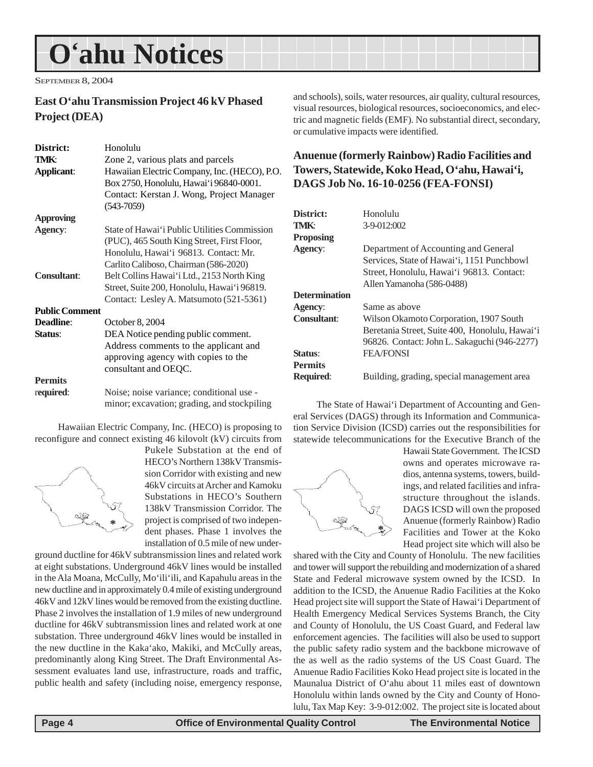# O'ahu Notices

SEPTEMBER 8, 2004

## East O'ahu Transmission Project 46 kV Phased Project (DEA)

| | |
|---|---|
| **District:** | Honolulu |
| **TMK:** | Zone 2, various plats and parcels |
| **Applicant:** | Hawaiian Electric Company, Inc. (HECO), P.O. Box 2750, Honolulu, Hawai'i 96840-0001. Contact: Kerstan J. Wong, Project Manager (543-7059) |
| **Approving Agency:** | State of Hawai'i Public Utilities Commission (PUC), 465 South King Street, First Floor, Honolulu, Hawai'i 96813. Contact: Mr. Carlito Caliboso, Chairman (586-2020) |
| **Consultant:** | Belt Collins Hawai'i Ltd., 2153 North King Street, Suite 200, Honolulu, Hawai'i 96819. Contact: Lesley A. Matsumoto (521-5361) |
| **Public Comment Deadline:** | October 8, 2004 |
| **Status:** | DEA Notice pending public comment. Address comments to the applicant and approving agency with copies to the consultant and OEQC. |
| **Permits required:** | Noise; noise variance; conditional use - minor; excavation; grading, and stockpiling |

Hawaiian Electric Company, Inc. (HECO) is proposing to reconfigure and connect existing 46 kilovolt (kV) circuits from Pukele Substation at the end of HECO's Northern 138kV Transmission Corridor with existing and new 46kV circuits at Archer and Kamoku Substations in HECO's Southern 138kV Transmission Corridor. The project is comprised of two independent phases. Phase 1 involves the installation of 0.5 mile of new underground ductline for 46kV subtransmission lines and related work at eight substations. Underground 46kV lines would be installed in the Ala Moana, McCully, Mo'ili'ili, and Kapahulu areas in the new ductline and in approximately 0.4 mile of existing underground 46kV and 12kV lines would be removed from the existing ductline. Phase 2 involves the installation of 1.9 miles of new underground ductline for 46kV subtransmission lines and related work at one substation. Three underground 46kV lines would be installed in the new ductline in the Kaka'ako, Makiki, and McCully areas, predominantly along King Street. The Draft Environmental Assessment evaluates land use, infrastructure, roads and traffic, public health and safety (including noise, emergency response, and schools), soils, water resources, air quality, cultural resources, visual resources, biological resources, socioeconomics, and electric and magnetic fields (EMF). No substantial direct, secondary, or cumulative impacts were identified.

## Anuenue (formerly Rainbow) Radio Facilities and Towers, Statewide, Koko Head, O'ahu, Hawai'i, DAGS Job No. 16-10-0256 (FEA-FONSI)

| | |
|---|---|
| **District:** | Honolulu |
| **TMK:** | 3-9-012:002 |
| **Proposing Agency:** | Department of Accounting and General Services, State of Hawai'i, 1151 Punchbowl Street, Honolulu, Hawai'i 96813. Contact: Allen Yamanoha (586-0488) |
| **Determination Agency:** | Same as above |
| **Consultant:** | Wilson Okamoto Corporation, 1907 South Beretania Street, Suite 400, Honolulu, Hawai'i 96826. Contact: John L. Sakaguchi (946-2277) |
| **Status:** | FEA/FONSI |
| **Permits Required:** | Building, grading, special management area |

The State of Hawai'i Department of Accounting and General Services (DAGS) through its Information and Communication Service Division (ICSD) carries out the responsibilities for statewide telecommunications for the Executive Branch of the Hawaii State Government. The ICSD owns and operates microwave radios, antenna systems, towers, buildings, and related facilities and infrastructure throughout the islands. DAGS ICSD will own the proposed Anuenue (formerly Rainbow) Radio Facilities and Tower at the Koko Head project site which will also be shared with the City and County of Honolulu. The new facilities and tower will support the rebuilding and modernization of a shared State and Federal microwave system owned by the ICSD. In addition to the ICSD, the Anuenue Radio Facilities at the Koko Head project site will support the State of Hawai'i Department of Health Emergency Medical Services Systems Branch, the City and County of Honolulu, the US Coast Guard, and Federal law enforcement agencies. The facilities will also be used to support the public safety radio system and the backbone microwave of the as well as the radio systems of the US Coast Guard. The Anuenue Radio Facilities Koko Head project site is located in the Maunalua District of O'ahu about 11 miles east of downtown Honolulu within lands owned by the City and County of Honolulu, Tax Map Key: 3-9-012:002. The project site is located about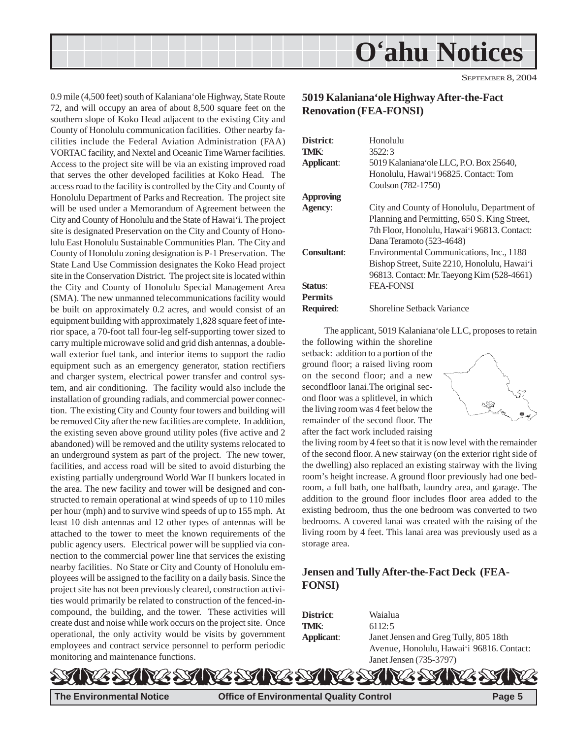0.9 mile (4,500 feet) south of Kalaniana'ole Highway, State Route 72, and will occupy an area of about 8,500 square feet on the southern slope of Koko Head adjacent to the existing City and County of Honolulu communication facilities. Other nearby facilities include the Federal Aviation Administration (FAA) VORTAC facility, and Nextel and Oceanic Time Warner facilities. Access to the project site will be via an existing improved road that serves the other developed facilities at Koko Head. The access road to the facility is controlled by the City and County of Honolulu Department of Parks and Recreation. The project site will be used under a Memorandum of Agreement between the City and County of Honolulu and the State of Hawai'i. The project site is designated Preservation on the City and County of Honolulu East Honolulu Sustainable Communities Plan. The City and County of Honolulu zoning designation is P-1 Preservation. The State Land Use Commission designates the Koko Head project site in the Conservation District. The project site is located within the City and County of Honolulu Special Management Area (SMA). The new unmanned telecommunications facility would be built on approximately 0.2 acres, and would consist of an equipment building with approximately 1,828 square feet of interior space, a 70-foot tall four-leg self-supporting tower sized to carry multiple microwave solid and grid dish antennas, a double-wall exterior fuel tank, and interior items to support the radio equipment such as an emergency generator, station rectifiers and charger system, electrical power transfer and control system, and air conditioning. The facility would also include the installation of grounding radials, and commercial power connection. The existing City and County four towers and building will be removed City after the new facilities are complete. In addition, the existing seven above ground utility poles (five active and 2 abandoned) will be removed and the utility systems relocated to an underground system as part of the project. The new tower, facilities, and access road will be sited to avoid disturbing the existing partially underground World War II bunkers located in the area. The new facility and tower will be designed and constructed to remain operational at wind speeds of up to 110 miles per hour (mph) and to survive wind speeds of up to 155 mph. At least 10 dish antennas and 12 other types of antennas will be attached to the tower to meet the known requirements of the public agency users. Electrical power will be supplied via connection to the commercial power line that services the existing nearby facilities. No State or City and County of Honolulu employees will be assigned to the facility on a daily basis. Since the project site has not been previously cleared, construction activities would primarily be related to construction of the fenced-in-compound, the building, and the tower. These activities will create dust and noise while work occurs on the project site. Once operational, the only activity would be visits by government employees and contract service personnel to perform periodic monitoring and maintenance functions.

## 5019 Kalaniana'ole Highway After-the-Fact Renovation (FEA-FONSI)

**District**: Honolulu
**TMK**: 3522:3
**Applicant**: 5019 Kalaniana'ole LLC, P.O. Box 25640, Honolulu, Hawai'i 96825. Contact: Tom Coulson (782-1750)
**Approving Agency**: City and County of Honolulu, Department of Planning and Permitting, 650 S. King Street, 7th Floor, Honolulu, Hawai'i 96813. Contact: Dana Teramoto (523-4648)
**Consultant**: Environmental Communications, Inc., 1188 Bishop Street, Suite 2210, Honolulu, Hawai'i 96813. Contact: Mr. Taeyong Kim (528-4661)
**Status**: FEA-FONSI
**Permits Required**: Shoreline Setback Variance

The applicant, 5019 Kalaniana'ole LLC, proposes to retain the following within the shoreline setback: addition to a portion of the ground floor; a raised living room on the second floor; and a new secondfloor lanai.The original second floor was a splitlevel, in which the living room was 4 feet below the remainder of the second floor. The after the fact work included raising the living room by 4 feet so that it is now level with the remainder of the second floor. A new stairway (on the exterior right side of the dwelling) also replaced an existing stairway with the living room's height increase. A ground floor previously had one bedroom, a full bath, one halfbath, laundry area, and garage. The addition to the ground floor includes floor area added to the existing bedroom, thus the one bedroom was converted to two bedrooms. A covered lanai was created with the raising of the living room by 4 feet. This lanai area was previously used as a storage area.

## Jensen and Tully After-the-Fact Deck (FEA-FONSI)

**District**: Waialua
**TMK**: 6112:5
**Applicant**: Janet Jensen and Greg Tully, 805 18th Avenue, Honolulu, Hawai'i 96816. Contact: Janet Jensen (735-3797)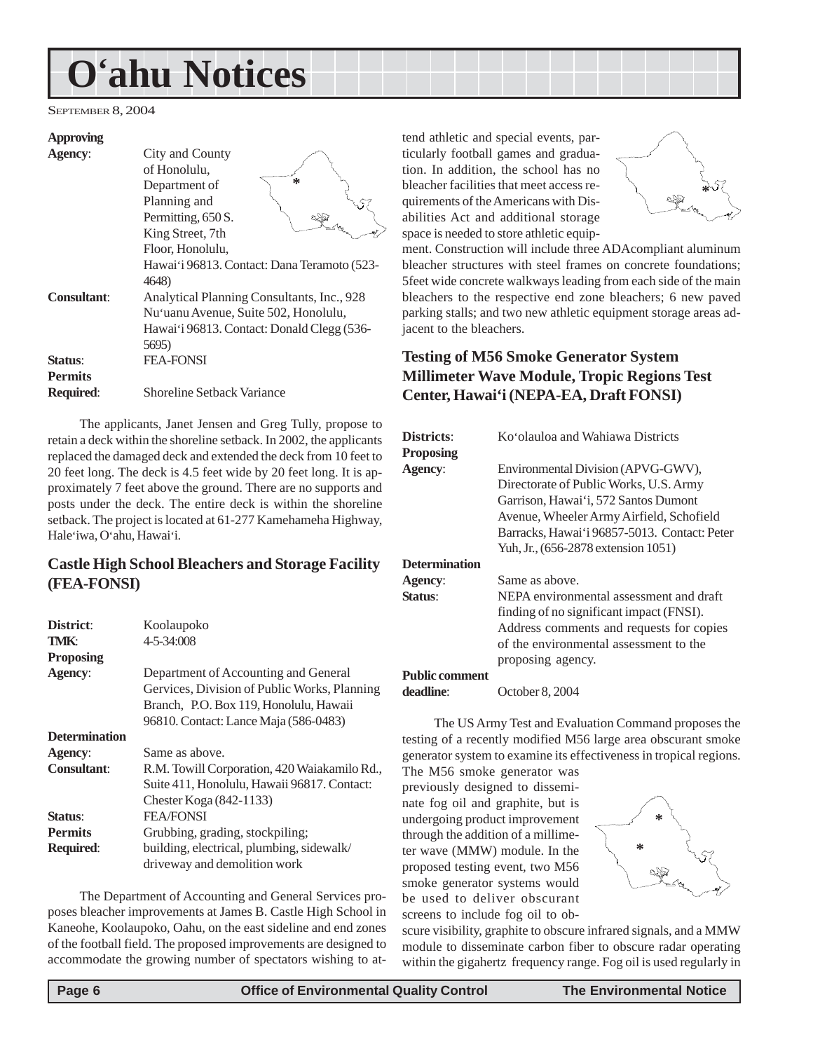# O'ahu Notices

September 8, 2004

| | |
|---|---|
| **Approving Agency**: | City and County of Honolulu, Department of Planning and Permitting, 650 S. King Street, 7th Floor, Honolulu, Hawai'i 96813. Contact: Dana Teramoto (523-4648) |
| **Consultant**: | Analytical Planning Consultants, Inc., 928 Nu'uanu Avenue, Suite 502, Honolulu, Hawai'i 96813. Contact: Donald Clegg (536-5695) |
| **Status**: | FEA-FONSI |
| **Permits Required**: | Shoreline Setback Variance |

The applicants, Janet Jensen and Greg Tully, propose to retain a deck within the shoreline setback. In 2002, the applicants replaced the damaged deck and extended the deck from 10 feet to 20 feet long. The deck is 4.5 feet wide by 20 feet long. It is approximately 7 feet above the ground. There are no supports and posts under the deck. The entire deck is within the shoreline setback. The project is located at 61-277 Kamehameha Highway, Hale'iwa, O'ahu, Hawai'i.

## Castle High School Bleachers and Storage Facility (FEA-FONSI)

| | |
|---|---|
| **District**: | Koolaupoko |
| **TMK**: | 4-5-34:008 |
| **Proposing Agency**: | Department of Accounting and General Gervices, Division of Public Works, Planning Branch, P.O. Box 119, Honolulu, Hawaii 96810. Contact: Lance Maja (586-0483) |
| **Determination Agency**: | Same as above. |
| **Consultant**: | R.M. Towill Corporation, 420 Waiakamilo Rd., Suite 411, Honolulu, Hawaii 96817. Contact: Chester Koga (842-1133) |
| **Status**: | FEA/FONSI |
| **Permits Required**: | Grubbing, grading, stockpiling; building, electrical, plumbing, sidewalk/ driveway and demolition work |

The Department of Accounting and General Services proposes bleacher improvements at James B. Castle High School in Kaneohe, Koolaupoko, Oahu, on the east sideline and end zones of the football field. The proposed improvements are designed to accommodate the growing number of spectators wishing to attend athletic and special events, particularly football games and graduation. In addition, the school has no bleacher facilities that meet access requirements of the Americans with Disabilities Act and additional storage space is needed to store athletic equipment. Construction will include three ADAcompliant aluminum bleacher structures with steel frames on concrete foundations; 5feet wide concrete walkways leading from each side of the main bleachers to the respective end zone bleachers; 6 new paved parking stalls; and two new athletic equipment storage areas adjacent to the bleachers.

## Testing of M56 Smoke Generator System Millimeter Wave Module, Tropic Regions Test Center, Hawai'i (NEPA-EA, Draft FONSI)

| | |
|---|---|
| **Districts**: | Ko'olauloa and Wahiawa Districts |
| **Proposing Agency**: | Environmental Division (APVG-GWV), Directorate of Public Works, U.S. Army Garrison, Hawai'i, 572 Santos Dumont Avenue, Wheeler Army Airfield, Schofield Barracks, Hawai'i 96857-5013. Contact: Peter Yuh, Jr., (656-2878 extension 1051) |
| **Determination Agency**: | Same as above. |
| **Status**: | NEPA environmental assessment and draft finding of no significant impact (FNSI). Address comments and requests for copies of the environmental assessment to the proposing agency. |
| **Public comment deadline**: | October 8, 2004 |

The US Army Test and Evaluation Command proposes the testing of a recently modified M56 large area obscurant smoke generator system to examine its effectiveness in tropical regions. The M56 smoke generator was previously designed to disseminate fog oil and graphite, but is undergoing product improvement through the addition of a millimeter wave (MMW) module. In the proposed testing event, two M56 smoke generator systems would be used to deliver obscurant screens to include fog oil to obscure visibility, graphite to obscure infrared signals, and a MMW module to disseminate carbon fiber to obscure radar operating within the gigahertz frequency range. Fog oil is used regularly in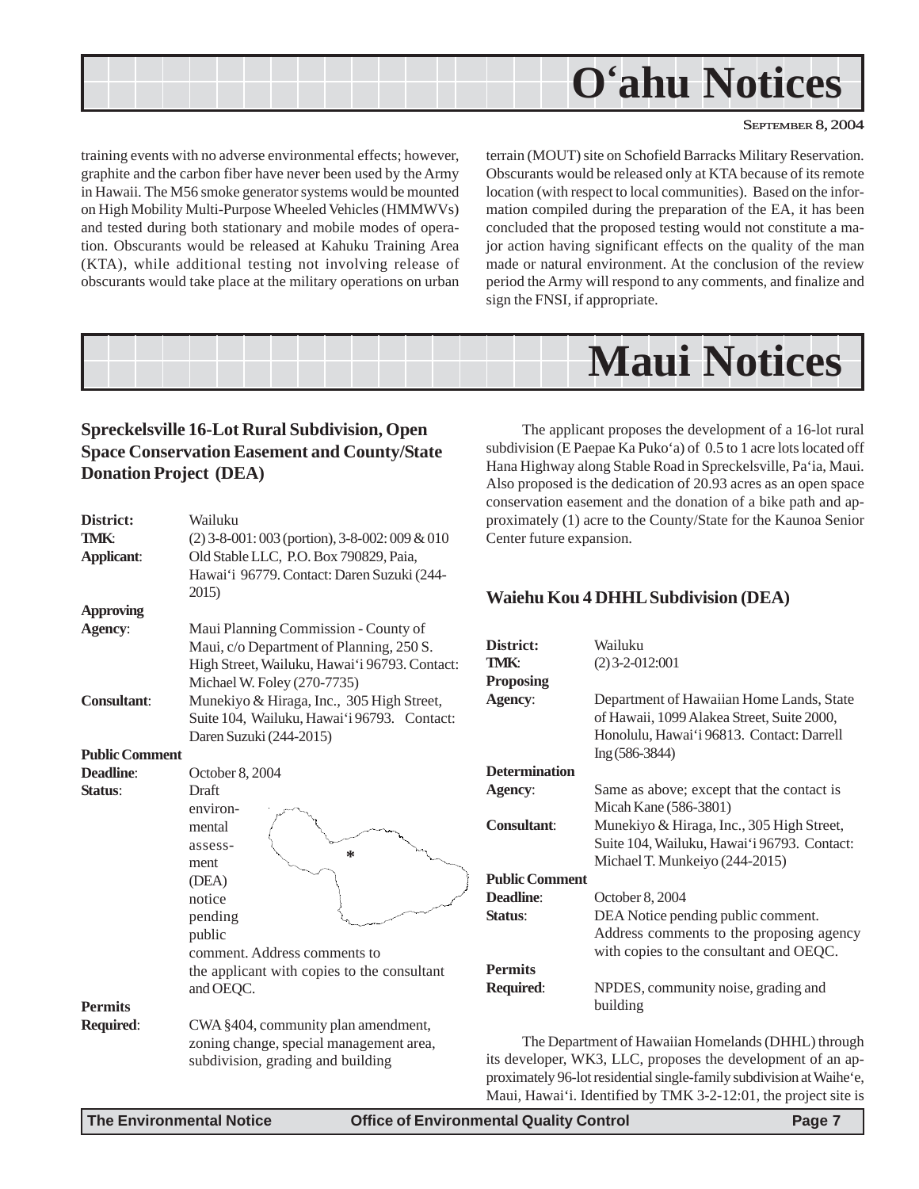# O'ahu Notices

training events with no adverse environmental effects; however, graphite and the carbon fiber have never been used by the Army in Hawaii. The M56 smoke generator systems would be mounted on High Mobility Multi-Purpose Wheeled Vehicles (HMMWVs) and tested during both stationary and mobile modes of operation. Obscurants would be released at Kahuku Training Area (KTA), while additional testing not involving release of obscurants would take place at the military operations on urban terrain (MOUT) site on Schofield Barracks Military Reservation. Obscurants would be released only at KTA because of its remote location (with respect to local communities). Based on the information compiled during the preparation of the EA, it has been concluded that the proposed testing would not constitute a major action having significant effects on the quality of the man made or natural environment. At the conclusion of the review period the Army will respond to any comments, and finalize and sign the FNSI, if appropriate.

# Maui Notices

### Spreckelsville 16-Lot Rural Subdivision, Open Space Conservation Easement and County/State Donation Project (DEA)

**District:** Wailuku

**TMK:** (2) 3-8-001: 003 (portion), 3-8-002: 009 & 010

**Applicant:** Old Stable LLC, P.O. Box 790829, Paia, Hawai'i 96779. Contact: Daren Suzuki (244-2015)

**Approving Agency:** Maui Planning Commission - County of Maui, c/o Department of Planning, 250 S. High Street, Wailuku, Hawai'i 96793. Contact: Michael W. Foley (270-7735)

**Consultant:** Munekiyo & Hiraga, Inc., 305 High Street, Suite 104, Wailuku, Hawai'i 96793. Contact: Daren Suzuki (244-2015)

**Public Comment Deadline:** October 8, 2004

**Status:** Draft environmental assessment (DEA) notice pending public comment. Address comments to the applicant with copies to the consultant and OEQC.

**Permits Required:** CWA §404, community plan amendment, zoning change, special management area, subdivision, grading and building

The applicant proposes the development of a 16-lot rural subdivision (E Paepae Ka Puko'a) of 0.5 to 1 acre lots located off Hana Highway along Stable Road in Spreckelsville, Pa'ia, Maui. Also proposed is the dedication of 20.93 acres as an open space conservation easement and the donation of a bike path and approximately (1) acre to the County/State for the Kaunoa Senior Center future expansion.

### Waiehu Kou 4 DHHL Subdivision (DEA)

**District:** Wailuku

**TMK:** (2) 3-2-012:001

**Proposing Agency:** Department of Hawaiian Home Lands, State of Hawaii, 1099 Alakea Street, Suite 2000, Honolulu, Hawai'i 96813. Contact: Darrell Ing (586-3844)

**Determination Agency:** Same as above; except that the contact is Micah Kane (586-3801)

**Consultant:** Munekiyo & Hiraga, Inc., 305 High Street, Suite 104, Wailuku, Hawai'i 96793. Contact: Michael T. Munkeiyo (244-2015)

**Public Comment Deadline:** October 8, 2004

**Status:** DEA Notice pending public comment. Address comments to the proposing agency with copies to the consultant and OEQC.

**Permits Required:** NPDES, community noise, grading and building

The Department of Hawaiian Homelands (DHHL) through its developer, WK3, LLC, proposes the development of an approximately 96-lot residential single-family subdivision at Waihe'e, Maui, Hawai'i. Identified by TMK 3-2-12:01, the project site is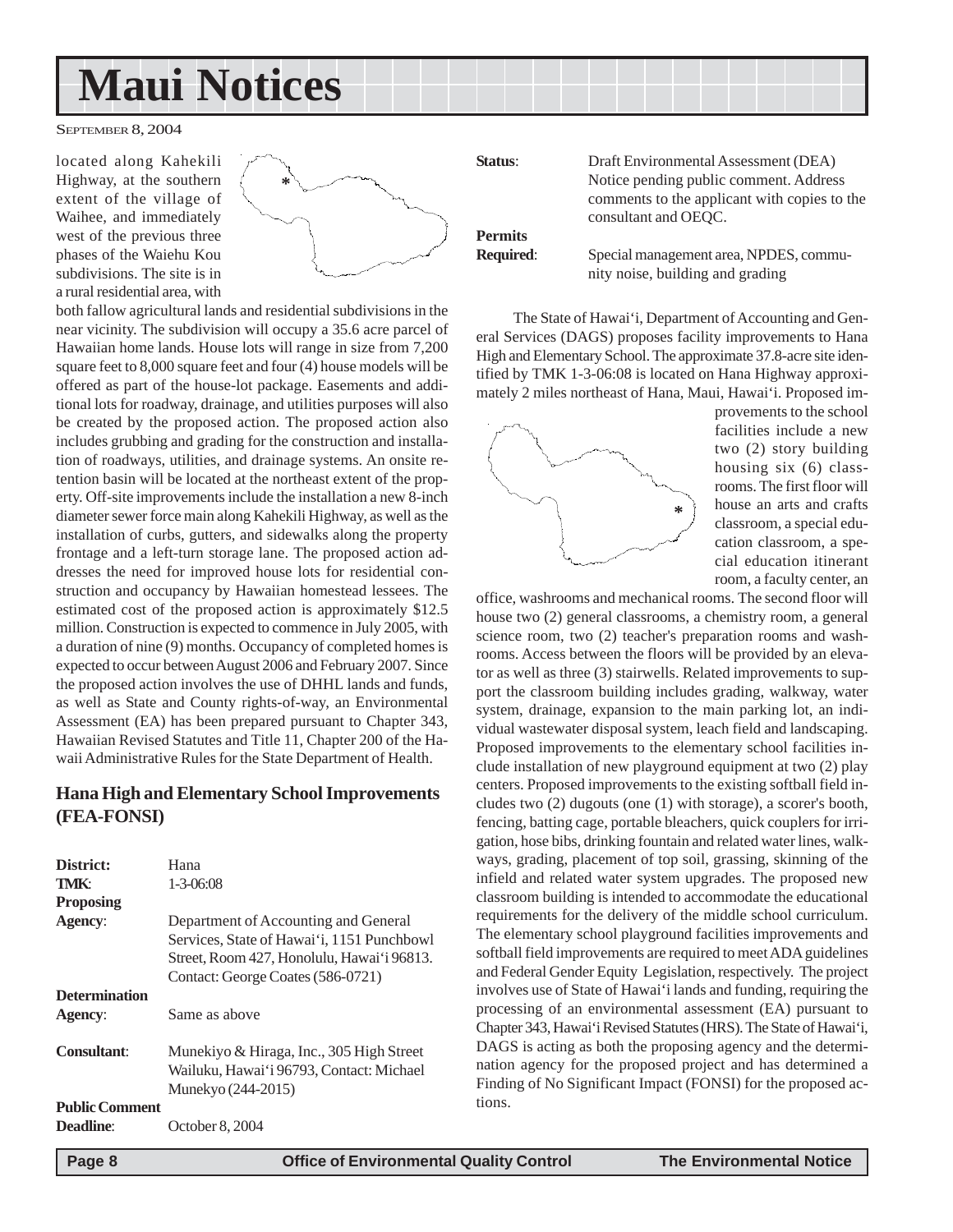located along Kahekili Highway, at the southern extent of the village of Waihee, and immediately west of the previous three phases of the Waiehu Kou subdivisions. The site is in a rural residential area, with both fallow agricultural lands and residential subdivisions in the near vicinity. The subdivision will occupy a 35.6 acre parcel of Hawaiian home lands. House lots will range in size from 7,200 square feet to 8,000 square feet and four (4) house models will be offered as part of the house-lot package. Easements and additional lots for roadway, drainage, and utilities purposes will also be created by the proposed action. The proposed action also includes grubbing and grading for the construction and installation of roadways, utilities, and drainage systems. An onsite retention basin will be located at the northeast extent of the property. Off-site improvements include the installation a new 8-inch diameter sewer force main along Kahekili Highway, as well as the installation of curbs, gutters, and sidewalks along the property frontage and a left-turn storage lane. The proposed action addresses the need for improved house lots for residential construction and occupancy by Hawaiian homestead lessees. The estimated cost of the proposed action is approximately $12.5 million. Construction is expected to commence in July 2005, with a duration of nine (9) months. Occupancy of completed homes is expected to occur between August 2006 and February 2007. Since the proposed action involves the use of DHHL lands and funds, as well as State and County rights-of-way, an Environmental Assessment (EA) has been prepared pursuant to Chapter 343, Hawaiian Revised Statutes and Title 11, Chapter 200 of the Hawaii Administrative Rules for the State Department of Health.

## Hana High and Elementary School Improvements (FEA-FONSI)

**District:** Hana
**TMK**: 1-3-06:08
**Proposing Agency**: Department of Accounting and General Services, State of Hawai'i, 1151 Punchbowl Street, Room 427, Honolulu, Hawai'i 96813. Contact: George Coates (586-0721)
**Determination Agency**: Same as above
**Consultant**: Munekiyo & Hiraga, Inc., 305 High Street Wailuku, Hawai'i 96793, Contact: Michael Munekyo (244-2015)
**Public Comment Deadline**: October 8, 2004
**Status**: Draft Environmental Assessment (DEA) Notice pending public comment. Address comments to the applicant with copies to the consultant and OEQC.
**Permits Required**: Special management area, NPDES, community noise, building and grading

The State of Hawai'i, Department of Accounting and General Services (DAGS) proposes facility improvements to Hana High and Elementary School. The approximate 37.8-acre site identified by TMK 1-3-06:08 is located on Hana Highway approximately 2 miles northeast of Hana, Maui, Hawai'i. Proposed improvements to the school facilities include a new two (2) story building housing six (6) classrooms. The first floor will house an arts and crafts classroom, a special education classroom, a special education itinerant room, a faculty center, an office, washrooms and mechanical rooms. The second floor will house two (2) general classrooms, a chemistry room, a general science room, two (2) teacher's preparation rooms and washrooms. Access between the floors will be provided by an elevator as well as three (3) stairwells. Related improvements to support the classroom building includes grading, walkway, water system, drainage, expansion to the main parking lot, an individual wastewater disposal system, leach field and landscaping. Proposed improvements to the elementary school facilities include installation of new playground equipment at two (2) play centers. Proposed improvements to the existing softball field includes two (2) dugouts (one (1) with storage), a scorer's booth, fencing, batting cage, portable bleachers, quick couplers for irrigation, hose bibs, drinking fountain and related water lines, walkways, grading, placement of top soil, grassing, skinning of the infield and related water system upgrades. The proposed new classroom building is intended to accommodate the educational requirements for the delivery of the middle school curriculum. The elementary school playground facilities improvements and softball field improvements are required to meet ADA guidelines and Federal Gender Equity Legislation, respectively. The project involves use of State of Hawai'i lands and funding, requiring the processing of an environmental assessment (EA) pursuant to Chapter 343, Hawai'i Revised Statutes (HRS). The State of Hawai'i, DAGS is acting as both the proposing agency and the determination agency for the proposed project and has determined a Finding of No Significant Impact (FONSI) for the proposed actions.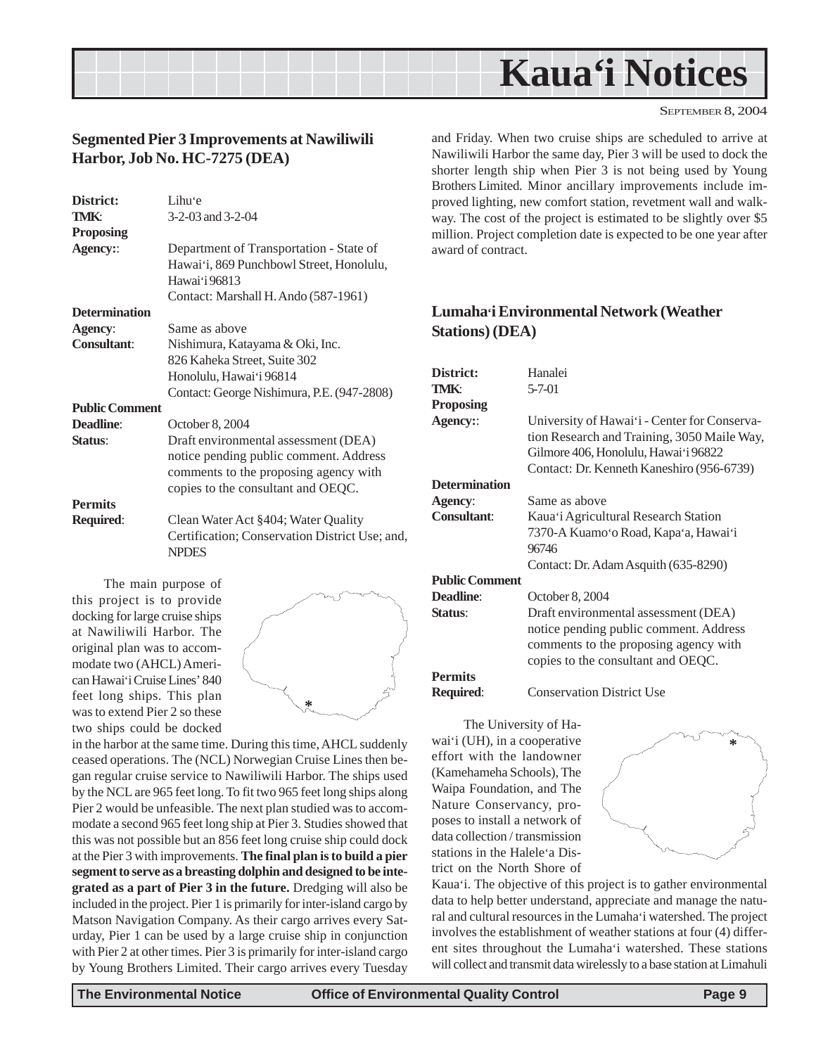# Kaua'i Notices

SEPTEMBER 8, 2004

### Segmented Pier 3 Improvements at Nawiliwili Harbor, Job No. HC-7275 (DEA)

**District:** Lihu'e
**TMK:** 3-2-03 and 3-2-04
**Proposing Agency::** Department of Transportation - State of Hawai'i, 869 Punchbowl Street, Honolulu, Hawai'i 96813
Contact: Marshall H. Ando (587-1961)
**Determination Agency:** Same as above
**Consultant:** Nishimura, Katayama & Oki, Inc.
826 Kaheka Street, Suite 302
Honolulu, Hawai'i 96814
Contact: George Nishimura, P.E. (947-2808)
**Public Comment Deadline:** October 8, 2004
**Status:** Draft environmental assessment (DEA) notice pending public comment. Address comments to the proposing agency with copies to the consultant and OEQC.
**Permits Required:** Clean Water Act §404; Water Quality Certification; Conservation District Use; and, NPDES

The main purpose of this project is to provide docking for large cruise ships at Nawiliwili Harbor. The original plan was to accommodate two (AHCL) American Hawai'i Cruise Lines' 840 feet long ships. This plan was to extend Pier 2 so these two ships could be docked in the harbor at the same time. During this time, AHCL suddenly ceased operations. The (NCL) Norwegian Cruise Lines then began regular cruise service to Nawiliwili Harbor. The ships used by the NCL are 965 feet long. To fit two 965 feet long ships along Pier 2 would be unfeasible. The next plan studied was to accommodate a second 965 feet long ship at Pier 3. Studies showed that this was not possible but an 856 feet long cruise ship could dock at the Pier 3 with improvements. **The final plan is to build a pier segment to serve as a breasting dolphin and designed to be integrated as a part of Pier 3 in the future.** Dredging will also be included in the project. Pier 1 is primarily for inter-island cargo by Matson Navigation Company. As their cargo arrives every Saturday, Pier 1 can be used by a large cruise ship in conjunction with Pier 2 at other times. Pier 3 is primarily for inter-island cargo by Young Brothers Limited. Their cargo arrives every Tuesday and Friday. When two cruise ships are scheduled to arrive at Nawiliwili Harbor the same day, Pier 3 will be used to dock the shorter length ship when Pier 3 is not being used by Young Brothers Limited. Minor ancillary improvements include improved lighting, new comfort station, revetment wall and walkway. The cost of the project is estimated to be slightly over $5 million. Project completion date is expected to be one year after award of contract.

### Lumaha'i Environmental Network (Weather Stations) (DEA)

**District:** Hanalei
**TMK:** 5-7-01
**Proposing Agency::** University of Hawai'i - Center for Conservation Research and Training, 3050 Maile Way, Gilmore 406, Honolulu, Hawai'i 96822
Contact: Dr. Kenneth Kaneshiro (956-6739)
**Determination Agency:** Same as above
**Consultant:** Kaua'i Agricultural Research Station
7370-A Kuamo'o Road, Kapa'a, Hawai'i 96746
Contact: Dr. Adam Asquith (635-8290)
**Public Comment Deadline:** October 8, 2004
**Status:** Draft environmental assessment (DEA) notice pending public comment. Address comments to the proposing agency with copies to the consultant and OEQC.
**Permits Required:** Conservation District Use

The University of Hawai'i (UH), in a cooperative effort with the landowner (Kamehameha Schools), The Waipa Foundation, and The Nature Conservancy, proposes to install a network of data collection / transmission stations in the Halele'a District on the North Shore of Kaua'i. The objective of this project is to gather environmental data to help better understand, appreciate and manage the natural and cultural resources in the Lumaha'i watershed. The project involves the establishment of weather stations at four (4) different sites throughout the Lumaha'i watershed. These stations will collect and transmit data wirelessly to a base station at Limahuli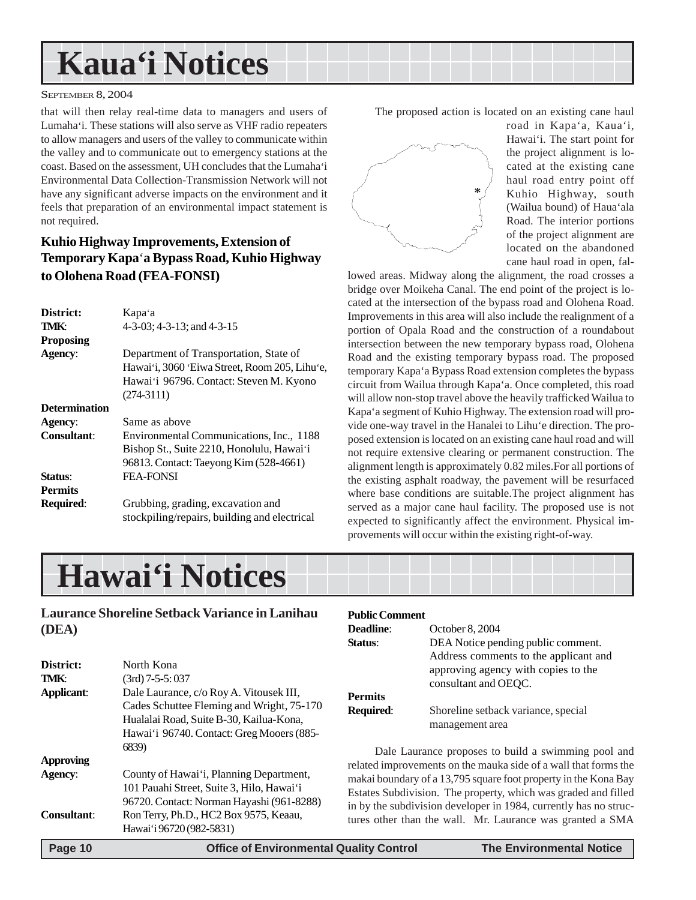# Kaua'i Notices

that will then relay real-time data to managers and users of Lumaha'i. These stations will also serve as VHF radio repeaters to allow managers and users of the valley to communicate within the valley and to communicate out to emergency stations at the coast. Based on the assessment, UH concludes that the Lumaha'i Environmental Data Collection-Transmission Network will not have any significant adverse impacts on the environment and it feels that preparation of an environmental impact statement is not required.

### Kuhio Highway Improvements, Extension of Temporary Kapa'a Bypass Road, Kuhio Highway to Olohena Road (FEA-FONSI)

| | |
|---|---|
| **District:** | Kapa'a |
| **TMK:** | 4-3-03; 4-3-13; and 4-3-15 |
| **Proposing Agency:** | Department of Transportation, State of Hawai'i, 3060 'Eiwa Street, Room 205, Lihu'e, Hawai'i 96796. Contact: Steven M. Kyono (274-3111) |
| **Determination Agency:** | Same as above |
| **Consultant:** | Environmental Communications, Inc., 1188 Bishop St., Suite 2210, Honolulu, Hawai'i 96813. Contact: Taeyong Kim (528-4661) |
| **Status:** | FEA-FONSI |
| **Permits Required:** | Grubbing, grading, excavation and stockpiling/repairs, building and electrical |

The proposed action is located on an existing cane haul road in Kapa'a, Kaua'i, Hawai'i. The start point for the project alignment is located at the existing cane haul road entry point off Kuhio Highway, south (Wailua bound) of Haua'ala Road. The interior portions of the project alignment are located on the abandoned cane haul road in open, fallowed areas. Midway along the alignment, the road crosses a bridge over Moikeha Canal. The end point of the project is located at the intersection of the bypass road and Olohena Road. Improvements in this area will also include the realignment of a portion of Opala Road and the construction of a roundabout intersection between the new temporary bypass road, Olohena Road and the existing temporary bypass road. The proposed temporary Kapa'a Bypass Road extension completes the bypass circuit from Wailua through Kapa'a. Once completed, this road will allow non-stop travel above the heavily trafficked Wailua to Kapa'a segment of Kuhio Highway. The extension road will provide one-way travel in the Hanalei to Lihu'e direction. The proposed extension is located on an existing cane haul road and will not require extensive clearing or permanent construction. The alignment length is approximately 0.82 miles.For all portions of the existing asphalt roadway, the pavement will be resurfaced where base conditions are suitable.The project alignment has served as a major cane haul facility. The proposed use is not expected to significantly affect the environment. Physical improvements will occur within the existing right-of-way.

# Hawai'i Notices

### Laurance Shoreline Setback Variance in Lanihau (DEA)

| | |
|---|---|
| **District:** | North Kona |
| **TMK:** | (3rd) 7-5-5: 037 |
| **Applicant:** | Dale Laurance, c/o Roy A. Vitousek III, Cades Schuttee Fleming and Wright, 75-170 Hualalai Road, Suite B-30, Kailua-Kona, Hawai'i 96740. Contact: Greg Mooers (885-6839) |
| **Approving Agency:** | County of Hawai'i, Planning Department, 101 Pauahi Street, Suite 3, Hilo, Hawai'i 96720. Contact: Norman Hayashi (961-8288) |
| **Consultant:** | Ron Terry, Ph.D., HC2 Box 9575, Keaau, Hawai'i 96720 (982-5831) |
| **Public Comment Deadline:** | October 8, 2004 |
| **Status:** | DEA Notice pending public comment. Address comments to the applicant and approving agency with copies to the consultant and OEQC. |
| **Permits Required:** | Shoreline setback variance, special management area |

Dale Laurance proposes to build a swimming pool and related improvements on the mauka side of a wall that forms the makai boundary of a 13,795 square foot property in the Kona Bay Estates Subdivision. The property, which was graded and filled in by the subdivision developer in 1984, currently has no structures other than the wall. Mr. Laurance was granted a SMA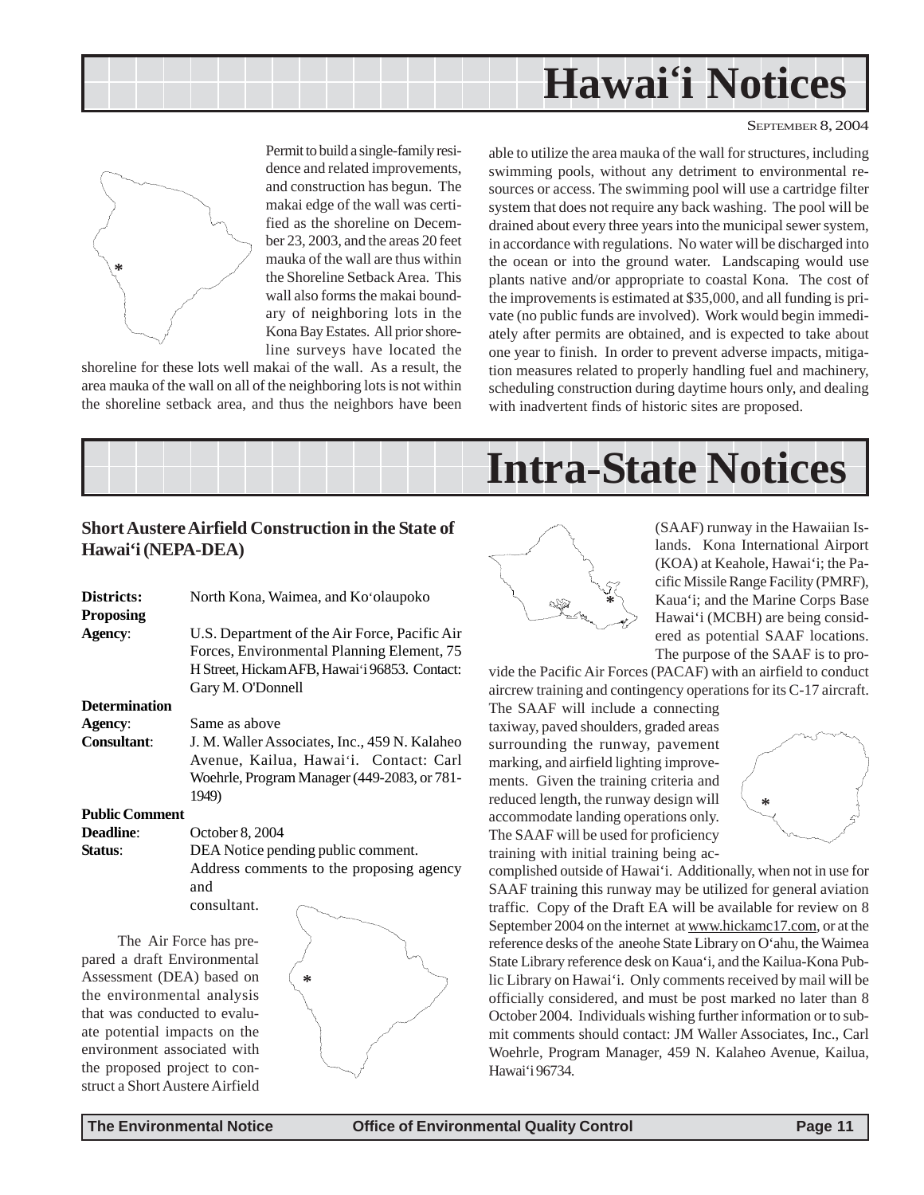# Hawai'i Notices

SEPTEMBER 8, 2004

Permit to build a single-family residence and related improvements, and construction has begun. The makai edge of the wall was certified as the shoreline on December 23, 2003, and the areas 20 feet mauka of the wall are thus within the Shoreline Setback Area. This wall also forms the makai boundary of neighboring lots in the Kona Bay Estates. All prior shoreline surveys have located the shoreline for these lots well makai of the wall. As a result, the area mauka of the wall on all of the neighboring lots is not within the shoreline setback area, and thus the neighbors have been able to utilize the area mauka of the wall for structures, including swimming pools, without any detriment to environmental resources or access. The swimming pool will use a cartridge filter system that does not require any back washing. The pool will be drained about every three years into the municipal sewer system, in accordance with regulations. No water will be discharged into the ocean or into the ground water. Landscaping would use plants native and/or appropriate to coastal Kona. The cost of the improvements is estimated at $35,000, and all funding is private (no public funds are involved). Work would begin immediately after permits are obtained, and is expected to take about one year to finish. In order to prevent adverse impacts, mitigation measures related to properly handling fuel and machinery, scheduling construction during daytime hours only, and dealing with inadvertent finds of historic sites are proposed.

# Intra-State Notices

### Short Austere Airfield Construction in the State of Hawai'i (NEPA-DEA)

**Districts:** North Kona, Waimea, and Ko'olaupoko

**Proposing Agency:** U.S. Department of the Air Force, Pacific Air Forces, Environmental Planning Element, 75 H Street, Hickam AFB, Hawai'i 96853. Contact: Gary M. O'Donnell

**Determination Agency:** Same as above

**Consultant:** J. M. Waller Associates, Inc., 459 N. Kalaheo Avenue, Kailua, Hawai'i. Contact: Carl Woehrle, Program Manager (449-2083, or 781-1949)

**Public Comment Deadline:** October 8, 2004

**Status:** DEA Notice pending public comment. Address comments to the proposing agency and consultant.

The Air Force has prepared a draft Environmental Assessment (DEA) based on the environmental analysis that was conducted to evaluate potential impacts on the environment associated with the proposed project to construct a Short Austere Airfield (SAAF) runway in the Hawaiian Islands. Kona International Airport (KOA) at Keahole, Hawai'i; the Pacific Missile Range Facility (PMRF), Kaua'i; and the Marine Corps Base Hawai'i (MCBH) are being considered as potential SAAF locations. The purpose of the SAAF is to provide the Pacific Air Forces (PACAF) with an airfield to conduct aircrew training and contingency operations for its C-17 aircraft. The SAAF will include a connecting taxiway, paved shoulders, graded areas surrounding the runway, pavement marking, and airfield lighting improvements. Given the training criteria and reduced length, the runway design will accommodate landing operations only. The SAAF will be used for proficiency training with initial training being accomplished outside of Hawai'i. Additionally, when not in use for SAAF training this runway may be utilized for general aviation traffic. Copy of the Draft EA will be available for review on 8 September 2004 on the internet at www.hickamc17.com, or at the reference desks of the aneohe State Library on O'ahu, the Waimea State Library reference desk on Kaua'i, and the Kailua-Kona Public Library on Hawai'i. Only comments received by mail will be officially considered, and must be post marked no later than 8 October 2004. Individuals wishing further information or to submit comments should contact: JM Waller Associates, Inc., Carl Woehrle, Program Manager, 459 N. Kalaheo Avenue, Kailua, Hawai'i 96734.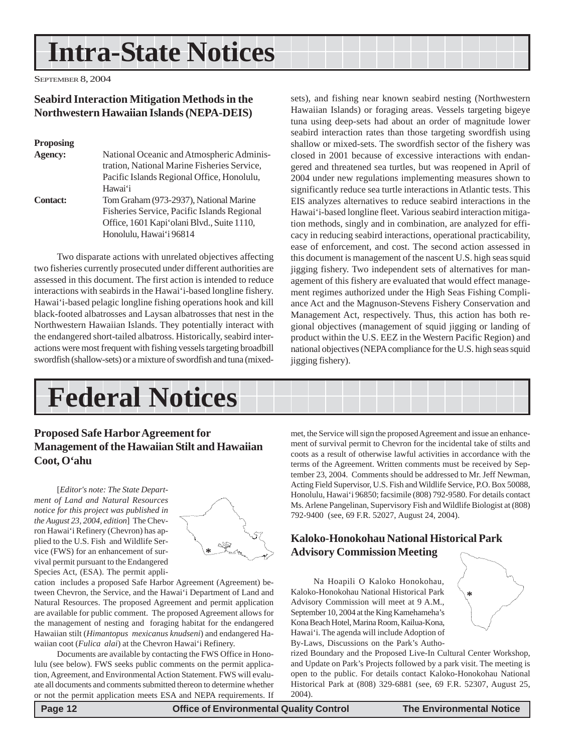# Intra-State Notices

SEPTEMBER 8, 2004

## Seabird Interaction Mitigation Methods in the Northwestern Hawaiian Islands (NEPA-DEIS)

**Proposing Agency:** National Oceanic and Atmospheric Administration, National Marine Fisheries Service, Pacific Islands Regional Office, Honolulu, Hawai'i

**Contact:** Tom Graham (973-2937), National Marine Fisheries Service, Pacific Islands Regional Office, 1601 Kapi'olani Blvd., Suite 1110, Honolulu, Hawai'i 96814

Two disparate actions with unrelated objectives affecting two fisheries currently prosecuted under different authorities are assessed in this document. The first action is intended to reduce interactions with seabirds in the Hawai'i-based longline fishery. Hawai'i-based pelagic longline fishing operations hook and kill black-footed albatrosses and Laysan albatrosses that nest in the Northwestern Hawaiian Islands. They potentially interact with the endangered short-tailed albatross. Historically, seabird interactions were most frequent with fishing vessels targeting broadbill swordfish (shallow-sets) or a mixture of swordfish and tuna (mixed-sets), and fishing near known seabird nesting (Northwestern Hawaiian Islands) or foraging areas. Vessels targeting bigeye tuna using deep-sets had about an order of magnitude lower seabird interaction rates than those targeting swordfish using shallow or mixed-sets. The swordfish sector of the fishery was closed in 2001 because of excessive interactions with endangered and threatened sea turtles, but was reopened in April of 2004 under new regulations implementing measures shown to significantly reduce sea turtle interactions in Atlantic tests. This EIS analyzes alternatives to reduce seabird interactions in the Hawai'i-based longline fleet. Various seabird interaction mitigation methods, singly and in combination, are analyzed for efficacy in reducing seabird interactions, operational practicability, ease of enforcement, and cost. The second action assessed in this document is management of the nascent U.S. high seas squid jigging fishery. Two independent sets of alternatives for management of this fishery are evaluated that would effect management regimes authorized under the High Seas Fishing Compliance Act and the Magnuson-Stevens Fishery Conservation and Management Act, respectively. Thus, this action has both regional objectives (management of squid jigging or landing of product within the U.S. EEZ in the Western Pacific Region) and national objectives (NEPA compliance for the U.S. high seas squid jigging fishery).

# Federal Notices

## Proposed Safe Harbor Agreement for Management of the Hawaiian Stilt and Hawaiian Coot, O'ahu

[*Editor's note: The State Department of Land and Natural Resources notice for this project was published in the August 23, 2004, edition*] The Chevron Hawai'i Refinery (Chevron) has applied to the U.S. Fish and Wildlife Service (FWS) for an enhancement of survival permit pursuant to the Endangered Species Act, (ESA). The permit application includes a proposed Safe Harbor Agreement (Agreement) between Chevron, the Service, and the Hawai'i Department of Land and Natural Resources. The proposed Agreement and permit application are available for public comment. The proposed Agreement allows for the management of nesting and foraging habitat for the endangered Hawaiian stilt (*Himantopus mexicanus knudseni*) and endangered Hawaiian coot (*Fulica alai*) at the Chevron Hawai'i Refinery.

Documents are available by contacting the FWS Office in Honolulu (see below). FWS seeks public comments on the permit application, Agreement, and Environmental Action Statement. FWS will evaluate all documents and comments submitted thereon to determine whether or not the permit application meets ESA and NEPA requirements. If met, the Service will sign the proposed Agreement and issue an enhancement of survival permit to Chevron for the incidental take of stilts and coots as a result of otherwise lawful activities in accordance with the terms of the Agreement. Written comments must be received by September 23, 2004. Comments should be addressed to Mr. Jeff Newman, Acting Field Supervisor, U.S. Fish and Wildlife Service, P.O. Box 50088, Honolulu, Hawai'i 96850; facsimile (808) 792-9580. For details contact Ms. Arlene Pangelinan, Supervisory Fish and Wildlife Biologist at (808) 792-9400 (see, 69 F.R. 52027, August 24, 2004).

## Kaloko-Honokohau National Historical Park Advisory Commission Meeting

Na Hoapili O Kaloko Honokohau, Kaloko-Honokohau National Historical Park Advisory Commission will meet at 9 A.M., September 10, 2004 at the King Kamehameha's Kona Beach Hotel, Marina Room, Kailua-Kona, Hawai'i. The agenda will include Adoption of By-Laws, Discussions on the Park's Authorized Boundary and the Proposed Live-In Cultural Center Workshop, and Update on Park's Projects followed by a park visit. The meeting is open to the public. For details contact Kaloko-Honokohau National Historical Park at (808) 329-6881 (see, 69 F.R. 52307, August 25, 2004).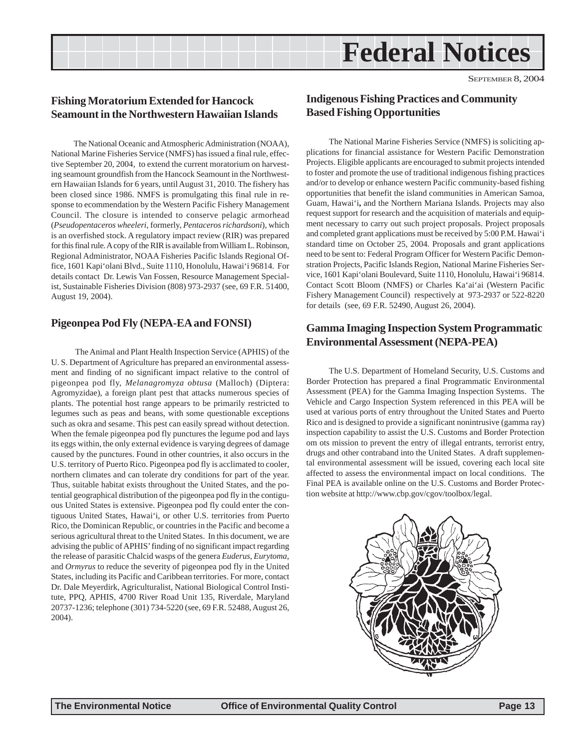# Federal Notices

SEPTEMBER 8, 2004

## Fishing Moratorium Extended for Hancock Seamount in the Northwestern Hawaiian Islands

The National Oceanic and Atmospheric Administration (NOAA), National Marine Fisheries Service (NMFS) has issued a final rule, effective September 20, 2004, to extend the current moratorium on harvesting seamount groundfish from the Hancock Seamount in the Northwestern Hawaiian Islands for 6 years, until August 31, 2010. The fishery has been closed since 1986. NMFS is promulgating this final rule in response to ecommendation by the Western Pacific Fishery Management Council. The closure is intended to conserve pelagic armorhead (*Pseudopentaceros wheeleri*, formerly, *Pentaceros richardsoni*), which is an overfished stock. A regulatory impact review (RIR) was prepared for this final rule. A copy of the RIR is available from William L. Robinson, Regional Administrator, NOAA Fisheries Pacific Islands Regional Office, 1601 Kapi'olani Blvd., Suite 1110, Honolulu, Hawai'i 96814. For details contact Dr. Lewis Van Fossen, Resource Management Specialist, Sustainable Fisheries Division (808) 973-2937 (see, 69 F.R. 51400, August 19, 2004).

## Pigeonpea Pod Fly (NEPA-EA and FONSI)

The Animal and Plant Health Inspection Service (APHIS) of the U. S. Department of Agriculture has prepared an environmental assessment and finding of no significant impact relative to the control of pigeonpea pod fly, *Melanagromyza obtusa* (Malloch) (Diptera: Agromyzidae), a foreign plant pest that attacks numerous species of plants. The potential host range appears to be primarily restricted to legumes such as peas and beans, with some questionable exceptions such as okra and sesame. This pest can easily spread without detection. When the female pigeonpea pod fly punctures the legume pod and lays its eggs within, the only external evidence is varying degrees of damage caused by the punctures. Found in other countries, it also occurs in the U.S. territory of Puerto Rico. Pigeonpea pod fly is acclimated to cooler, northern climates and can tolerate dry conditions for part of the year. Thus, suitable habitat exists throughout the United States, and the potential geographical distribution of the pigeonpea pod fly in the contiguous United States is extensive. Pigeonpea pod fly could enter the contiguous United States, Hawai'i, or other U.S. territories from Puerto Rico, the Dominican Republic, or countries in the Pacific and become a serious agricultural threat to the United States. In this document, we are advising the public of APHIS' finding of no significant impact regarding the release of parasitic Chalcid wasps of the genera *Euderus*, *Eurytoma*, and *Ormyrus* to reduce the severity of pigeonpea pod fly in the United States, including its Pacific and Caribbean territories. For more, contact Dr. Dale Meyerdirk, Agriculturalist, National Biological Control Institute, PPQ, APHIS, 4700 River Road Unit 135, Riverdale, Maryland 20737-1236; telephone (301) 734-5220 (see, 69 F.R. 52488, August 26, 2004).

## Indigenous Fishing Practices and Community Based Fishing Opportunities

The National Marine Fisheries Service (NMFS) is soliciting applications for financial assistance for Western Pacific Demonstration Projects. Eligible applicants are encouraged to submit projects intended to foster and promote the use of traditional indigenous fishing practices and/or to develop or enhance western Pacific community-based fishing opportunities that benefit the island communities in American Samoa, Guam, Hawai'i**,** and the Northern Mariana Islands. Projects may also request support for research and the acquisition of materials and equipment necessary to carry out such project proposals. Project proposals and completed grant applications must be received by 5:00 P.M. Hawai'i standard time on October 25, 2004. Proposals and grant applications need to be sent to: Federal Program Officer for Western Pacific Demonstration Projects, Pacific Islands Region, National Marine Fisheries Service, 1601 Kapi'olani Boulevard, Suite 1110, Honolulu, Hawai'i 96814. Contact Scott Bloom (NMFS) or Charles Ka'ai'ai (Western Pacific Fishery Management Council) respectively at 973-2937 or 522-8220 for details (see, 69 F.R. 52490, August 26, 2004).

## Gamma Imaging Inspection System Programmatic Environmental Assessment (NEPA-PEA)

The U.S. Department of Homeland Security, U.S. Customs and Border Protection has prepared a final Programmatic Environmental Assessment (PEA) for the Gamma Imaging Inspection Systems. The Vehicle and Cargo Inspection System referenced in this PEA will be used at various ports of entry throughout the United States and Puerto Rico and is designed to provide a significant nonintrusive (gamma ray) inspection capability to assist the U.S. Customs and Border Protection om ots mission to prevent the entry of illegal entrants, terrorist entry, drugs and other contraband into the United States. A draft supplemental environmental assessment will be issued, covering each local site affected to assess the environmental impact on local conditions. The Final PEA is available online on the U.S. Customs and Border Protection website at http://www.cbp.gov/cgov/toolbox/legal.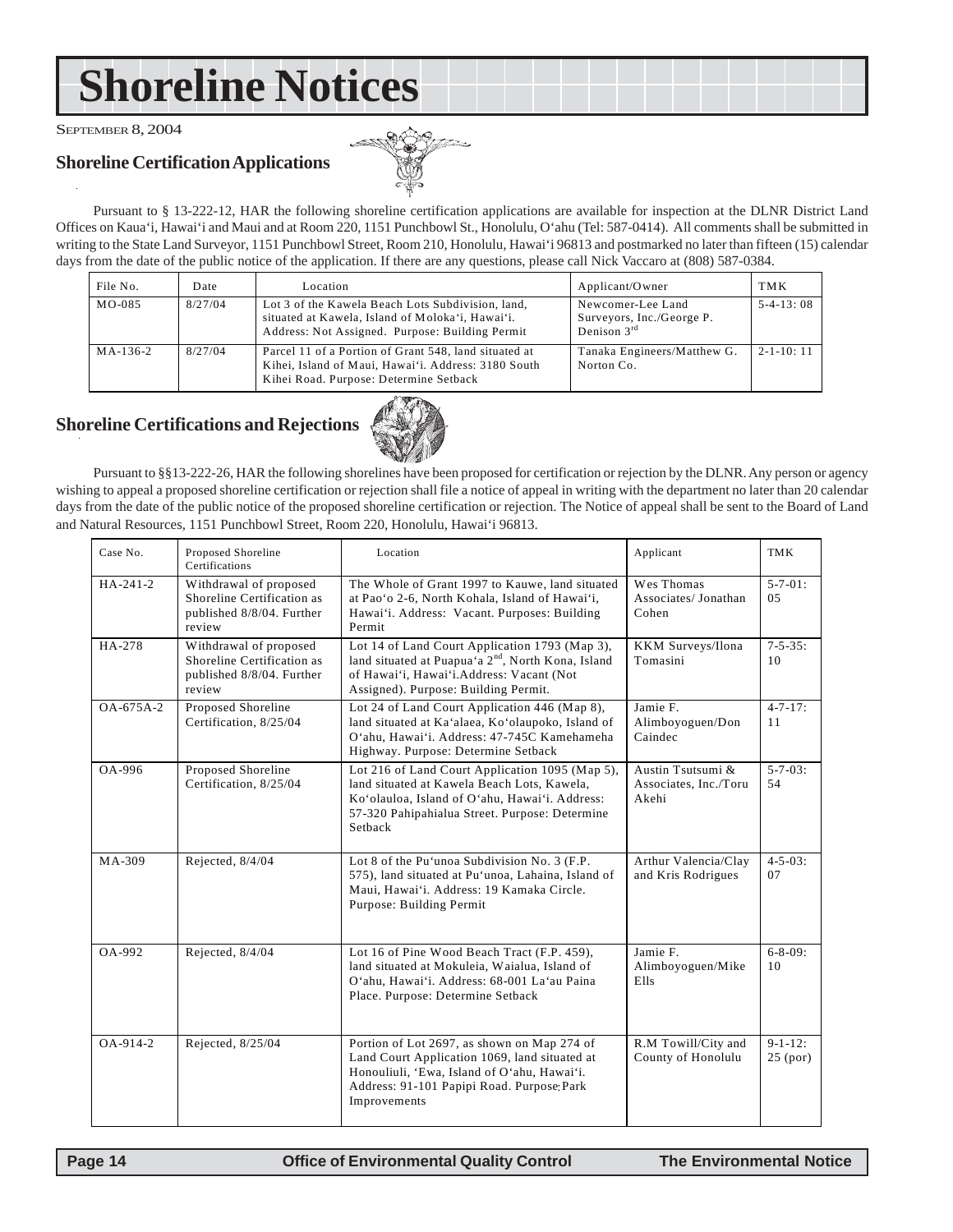# Shoreline Notices

SEPTEMBER 8, 2004

## Shoreline Certification Applications

Pursuant to § 13-222-12, HAR the following shoreline certification applications are available for inspection at the DLNR District Land Offices on Kaua‘i, Hawai‘i and Maui and at Room 220, 1151 Punchbowl St., Honolulu, O‘ahu (Tel: 587-0414). All comments shall be submitted in writing to the State Land Surveyor, 1151 Punchbowl Street, Room 210, Honolulu, Hawai‘i 96813 and postmarked no later than fifteen (15) calendar days from the date of the public notice of the application. If there are any questions, please call Nick Vaccaro at (808) 587-0384.

| File No. | Date | Location | Applicant/Owner | TMK |
|---|---|---|---|---|
| MO-085 | 8/27/04 | Lot 3 of the Kawela Beach Lots Subdivision, land, situated at Kawela, Island of Moloka‘i, Hawai‘i. Address: Not Assigned. Purpose: Building Permit | Newcomer-Lee Land Surveyors, Inc./George P. Denison 3rd | 5-4-13: 08 |
| MA-136-2 | 8/27/04 | Parcel 11 of a Portion of Grant 548, land situated at Kihei, Island of Maui, Hawai‘i. Address: 3180 South Kihei Road. Purpose: Determine Setback | Tanaka Engineers/Matthew G. Norton Co. | 2-1-10: 11 |

## Shoreline Certifications and Rejections

Pursuant to §§13-222-26, HAR the following shorelines have been proposed for certification or rejection by the DLNR. Any person or agency wishing to appeal a proposed shoreline certification or rejection shall file a notice of appeal in writing with the department no later than 20 calendar days from the date of the public notice of the proposed shoreline certification or rejection. The Notice of appeal shall be sent to the Board of Land and Natural Resources, 1151 Punchbowl Street, Room 220, Honolulu, Hawai‘i 96813.

| Case No. | Proposed Shoreline Certifications | Location | Applicant | TMK |
|---|---|---|---|---|
| HA-241-2 | Withdrawal of proposed Shoreline Certification as published 8/8/04. Further review | The Whole of Grant 1997 to Kauwe, land situated at Pao‘o 2-6, North Kohala, Island of Hawai‘i, Hawai‘i. Address: Vacant. Purposes: Building Permit | Wes Thomas Associates/ Jonathan Cohen | 5-7-01: 05 |
| HA-278 | Withdrawal of proposed Shoreline Certification as published 8/8/04. Further review | Lot 14 of Land Court Application 1793 (Map 3), land situated at Puapua‘a 2nd, North Kona, Island of Hawai‘i, Hawai‘i.Address: Vacant (Not Assigned). Purpose: Building Permit. | KKM Surveys/Ilona Tomasini | 7-5-35: 10 |
| OA-675A-2 | Proposed Shoreline Certification, 8/25/04 | Lot 24 of Land Court Application 446 (Map 8), land situated at Ka‘alaea, Ko‘olaupoko, Island of O‘ahu, Hawai‘i. Address: 47-745C Kamehameha Highway. Purpose: Determine Setback | Jamie F. Alimboyoguen/Don Caindec | 4-7-17: 11 |
| OA-996 | Proposed Shoreline Certification, 8/25/04 | Lot 216 of Land Court Application 1095 (Map 5), land situated at Kawela Beach Lots, Kawela, Ko‘olauloa, Island of O‘ahu, Hawai‘i. Address: 57-320 Pahipahialua Street. Purpose: Determine Setback | Austin Tsutsumi & Associates, Inc./Toru Akehi | 5-7-03: 54 |
| MA-309 | Rejected, 8/4/04 | Lot 8 of the Pu‘unoa Subdivision No. 3 (F.P. 575), land situated at Pu‘unoa, Lahaina, Island of Maui, Hawai‘i. Address: 19 Kamaka Circle. Purpose: Building Permit | Arthur Valencia/Clay and Kris Rodrigues | 4-5-03: 07 |
| OA-992 | Rejected, 8/4/04 | Lot 16 of Pine Wood Beach Tract (F.P. 459), land situated at Mokuleia, Waialua, Island of O‘ahu, Hawai‘i. Address: 68-001 La‘au Paina Place. Purpose: Determine Setback | Jamie F. Alimboyoguen/Mike Ells | 6-8-09: 10 |
| OA-914-2 | Rejected, 8/25/04 | Portion of Lot 2697, as shown on Map 274 of Land Court Application 1069, land situated at Honouliuli, ‘Ewa, Island of O‘ahu, Hawai‘i. Address: 91-101 Papipi Road. Purpose: Park Improvements | R.M Towill/City and County of Honolulu | 9-1-12: 25 (por) |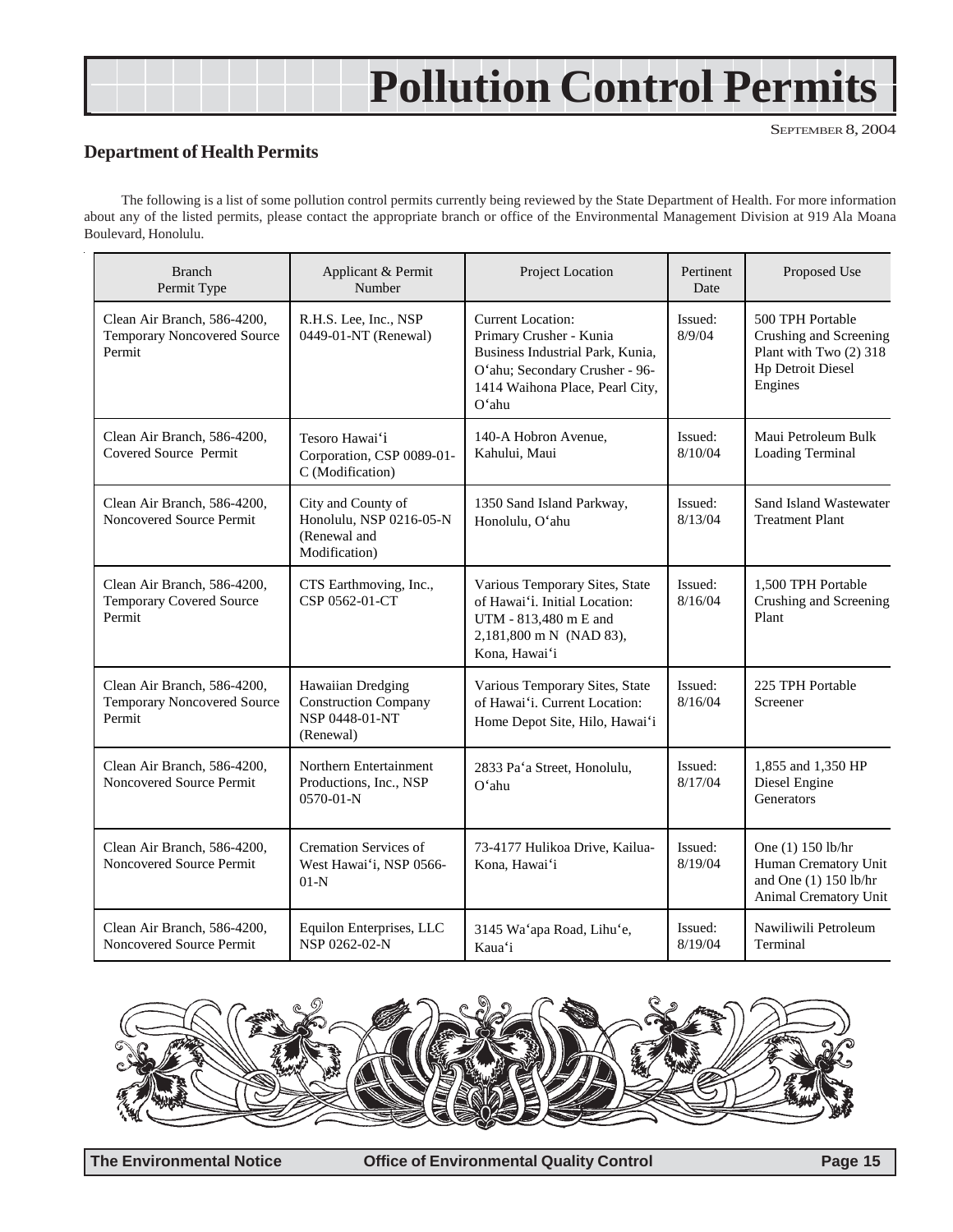# Pollution Control Permits

SEPTEMBER 8, 2004

## Department of Health Permits

The following is a list of some pollution control permits currently being reviewed by the State Department of Health. For more information about any of the listed permits, please contact the appropriate branch or office of the Environmental Management Division at 919 Ala Moana Boulevard, Honolulu.

| Branch Permit Type | Applicant & Permit Number | Project Location | Pertinent Date | Proposed Use |
|---|---|---|---|---|
| Clean Air Branch, 586-4200, Temporary Noncovered Source Permit | R.H.S. Lee, Inc., NSP 0449-01-NT (Renewal) | Current Location: Primary Crusher - Kunia Business Industrial Park, Kunia, O'ahu; Secondary Crusher - 96-1414 Waihona Place, Pearl City, O'ahu | Issued: 8/9/04 | 500 TPH Portable Crushing and Screening Plant with Two (2) 318 Hp Detroit Diesel Engines |
| Clean Air Branch, 586-4200, Covered Source Permit | Tesoro Hawai'i Corporation, CSP 0089-01-C (Modification) | 140-A Hobron Avenue, Kahului, Maui | Issued: 8/10/04 | Maui Petroleum Bulk Loading Terminal |
| Clean Air Branch, 586-4200, Noncovered Source Permit | City and County of Honolulu, NSP 0216-05-N (Renewal and Modification) | 1350 Sand Island Parkway, Honolulu, O'ahu | Issued: 8/13/04 | Sand Island Wastewater Treatment Plant |
| Clean Air Branch, 586-4200, Temporary Covered Source Permit | CTS Earthmoving, Inc., CSP 0562-01-CT | Various Temporary Sites, State of Hawai'i. Initial Location: UTM - 813,480 m E and 2,181,800 m N (NAD 83), Kona, Hawai'i | Issued: 8/16/04 | 1,500 TPH Portable Crushing and Screening Plant |
| Clean Air Branch, 586-4200, Temporary Noncovered Source Permit | Hawaiian Dredging Construction Company NSP 0448-01-NT (Renewal) | Various Temporary Sites, State of Hawai'i. Current Location: Home Depot Site, Hilo, Hawai'i | Issued: 8/16/04 | 225 TPH Portable Screener |
| Clean Air Branch, 586-4200, Noncovered Source Permit | Northern Entertainment Productions, Inc., NSP 0570-01-N | 2833 Pa'a Street, Honolulu, O'ahu | Issued: 8/17/04 | 1,855 and 1,350 HP Diesel Engine Generators |
| Clean Air Branch, 586-4200, Noncovered Source Permit | Cremation Services of West Hawai'i, NSP 0566-01-N | 73-4177 Hulikoa Drive, Kailua-Kona, Hawai'i | Issued: 8/19/04 | One (1) 150 lb/hr Human Crematory Unit and One (1) 150 lb/hr Animal Crematory Unit |
| Clean Air Branch, 586-4200, Noncovered Source Permit | Equilon Enterprises, LLC NSP 0262-02-N | 3145 Wa'apa Road, Lihu'e, Kaua'i | Issued: 8/19/04 | Nawiliwili Petroleum Terminal |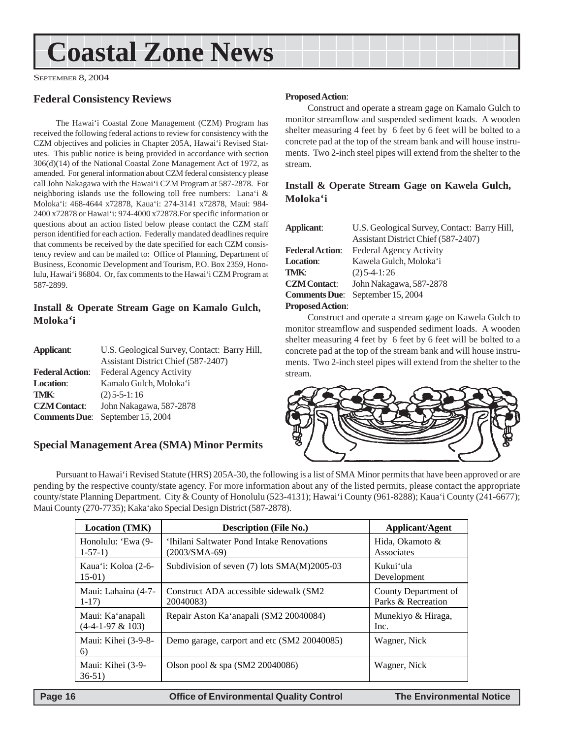# Coastal Zone News

SEPTEMBER 8, 2004

## Federal Consistency Reviews

The Hawai'i Coastal Zone Management (CZM) Program has received the following federal actions to review for consistency with the CZM objectives and policies in Chapter 205A, Hawai'i Revised Statutes. This public notice is being provided in accordance with section 306(d)(14) of the National Coastal Zone Management Act of 1972, as amended. For general information about CZM federal consistency please call John Nakagawa with the Hawai'i CZM Program at 587-2878. For neighboring islands use the following toll free numbers: Lana'i & Moloka'i: 468-4644 x72878, Kaua'i: 274-3141 x72878, Maui: 984-2400 x72878 or Hawai'i: 974-4000 x72878.For specific information or questions about an action listed below please contact the CZM staff person identified for each action. Federally mandated deadlines require that comments be received by the date specified for each CZM consistency review and can be mailed to: Office of Planning, Department of Business, Economic Development and Tourism, P.O. Box 2359, Honolulu, Hawai'i 96804. Or, fax comments to the Hawai'i CZM Program at 587-2899.

### Install & Operate Stream Gage on Kamalo Gulch, Moloka'i

**Applicant**: U.S. Geological Survey, Contact: Barry Hill, Assistant District Chief (587-2407)
**Federal Action**: Federal Agency Activity
**Location**: Kamalo Gulch, Moloka'i
**TMK**: (2) 5-5-1: 16
**CZM Contact**: John Nakagawa, 587-2878
**Comments Due**: September 15, 2004
**Proposed Action**:

Construct and operate a stream gage on Kamalo Gulch to monitor streamflow and suspended sediment loads. A wooden shelter measuring 4 feet by 6 feet by 6 feet will be bolted to a concrete pad at the top of the stream bank and will house instruments. Two 2-inch steel pipes will extend from the shelter to the stream.

### Install & Operate Stream Gage on Kawela Gulch, Moloka'i

**Applicant**: U.S. Geological Survey, Contact: Barry Hill, Assistant District Chief (587-2407)
**Federal Action**: Federal Agency Activity
**Location**: Kawela Gulch, Moloka'i
**TMK**: (2) 5-4-1: 26
**CZM Contact**: John Nakagawa, 587-2878
**Comments Due**: September 15, 2004
**Proposed Action**:

Construct and operate a stream gage on Kawela Gulch to monitor streamflow and suspended sediment loads. A wooden shelter measuring 4 feet by 6 feet by 6 feet will be bolted to a concrete pad at the top of the stream bank and will house instruments. Two 2-inch steel pipes will extend from the shelter to the stream.

## Special Management Area (SMA) Minor Permits

Pursuant to Hawai'i Revised Statute (HRS) 205A-30, the following is a list of SMA Minor permits that have been approved or are pending by the respective county/state agency. For more information about any of the listed permits, please contact the appropriate county/state Planning Department. City & County of Honolulu (523-4131); Hawai'i County (961-8288); Kaua'i County (241-6677); Maui County (270-7735); Kaka'ako Special Design District (587-2878).

| Location (TMK) | Description (File No.) | Applicant/Agent |
|---|---|---|
| Honolulu: 'Ewa (9-1-57-1) | 'Ihilani Saltwater Pond Intake Renovations (2003/SMA-69) | Hida, Okamoto & Associates |
| Kaua'i: Koloa (2-6-15-01) | Subdivision of seven (7) lots SMA(M)2005-03 | Kukui'ula Development |
| Maui: Lahaina (4-7-1-17) | Construct ADA accessible sidewalk (SM2 20040083) | County Department of Parks & Recreation |
| Maui: Ka'anapali (4-4-1-97 & 103) | Repair Aston Ka'anapali (SM2 20040084) | Munekiyo & Hiraga, Inc. |
| Maui: Kihei (3-9-8-6) | Demo garage, carport and etc (SM2 20040085) | Wagner, Nick |
| Maui: Kihei (3-9-36-51) | Olson pool & spa (SM2 20040086) | Wagner, Nick |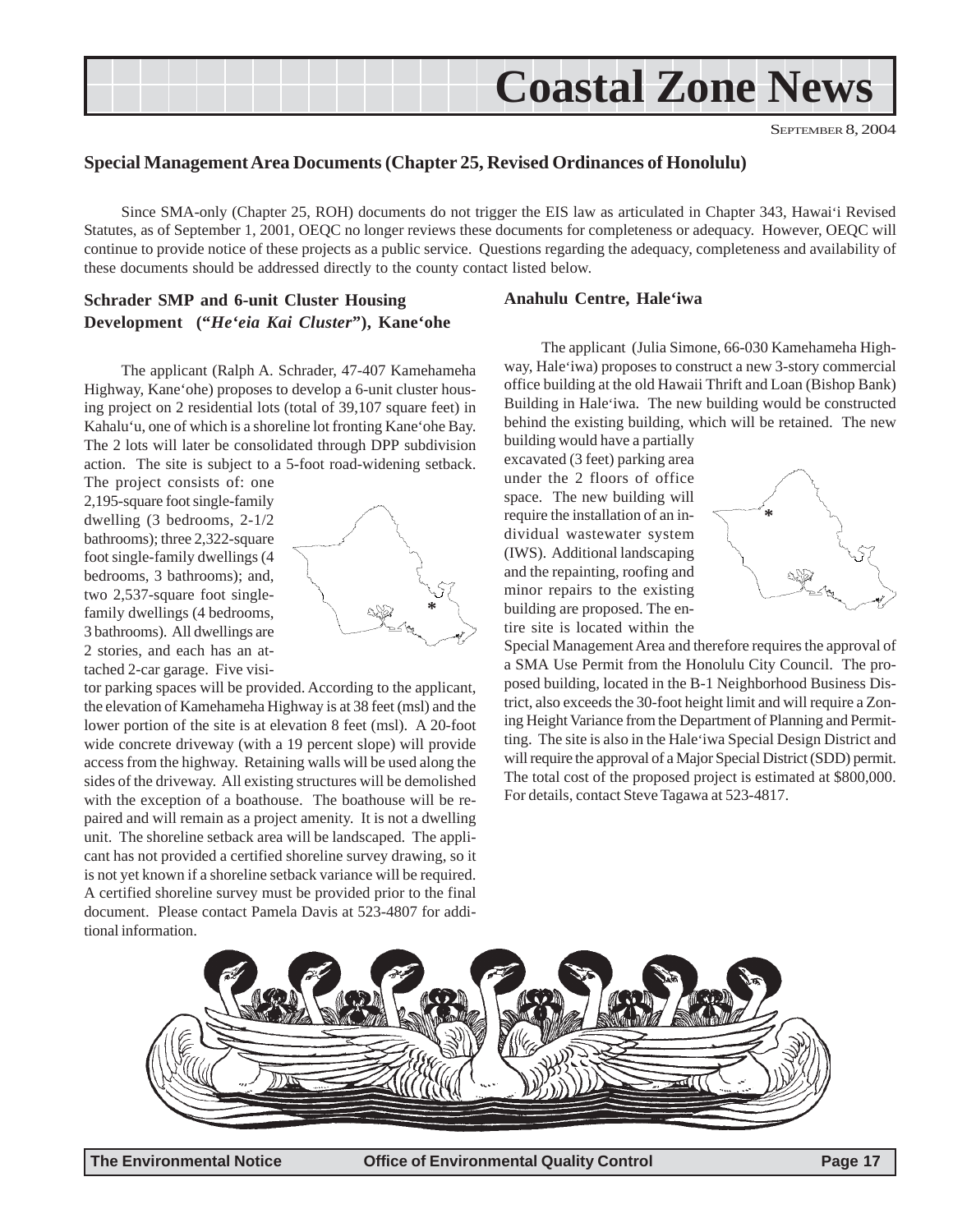# Coastal Zone News

SEPTEMBER 8, 2004

## Special Management Area Documents (Chapter 25, Revised Ordinances of Honolulu)

Since SMA-only (Chapter 25, ROH) documents do not trigger the EIS law as articulated in Chapter 343, Hawai'i Revised Statutes, as of September 1, 2001, OEQC no longer reviews these documents for completeness or adequacy. However, OEQC will continue to provide notice of these projects as a public service. Questions regarding the adequacy, completeness and availability of these documents should be addressed directly to the county contact listed below.

### Schrader SMP and 6-unit Cluster Housing Development ("*He'eia Kai Cluster*"), Kane'ohe

The applicant (Ralph A. Schrader, 47-407 Kamehameha Highway, Kane'ohe) proposes to develop a 6-unit cluster housing project on 2 residential lots (total of 39,107 square feet) in Kahalu'u, one of which is a shoreline lot fronting Kane'ohe Bay. The 2 lots will later be consolidated through DPP subdivision action. The site is subject to a 5-foot road-widening setback. The project consists of: one 2,195-square foot single-family dwelling (3 bedrooms, 2-1/2 bathrooms); three 2,322-square foot single-family dwellings (4 bedrooms, 3 bathrooms); and, two 2,537-square foot single-family dwellings (4 bedrooms, 3 bathrooms). All dwellings are 2 stories, and each has an attached 2-car garage. Five visitor parking spaces will be provided. According to the applicant, the elevation of Kamehameha Highway is at 38 feet (msl) and the lower portion of the site is at elevation 8 feet (msl). A 20-foot wide concrete driveway (with a 19 percent slope) will provide access from the highway. Retaining walls will be used along the sides of the driveway. All existing structures will be demolished with the exception of a boathouse. The boathouse will be repaired and will remain as a project amenity. It is not a dwelling unit. The shoreline setback area will be landscaped. The applicant has not provided a certified shoreline survey drawing, so it is not yet known if a shoreline setback variance will be required. A certified shoreline survey must be provided prior to the final document. Please contact Pamela Davis at 523-4807 for additional information.

### Anahulu Centre, Hale'iwa

The applicant (Julia Simone, 66-030 Kamehameha Highway, Hale'iwa) proposes to construct a new 3-story commercial office building at the old Hawaii Thrift and Loan (Bishop Bank) Building in Hale'iwa. The new building would be constructed behind the existing building, which will be retained. The new building would have a partially excavated (3 feet) parking area under the 2 floors of office space. The new building will require the installation of an individual wastewater system (IWS). Additional landscaping and the repainting, roofing and minor repairs to the existing building are proposed. The entire site is located within the Special Management Area and therefore requires the approval of a SMA Use Permit from the Honolulu City Council. The proposed building, located in the B-1 Neighborhood Business District, also exceeds the 30-foot height limit and will require a Zoning Height Variance from the Department of Planning and Permitting. The site is also in the Hale'iwa Special Design District and will require the approval of a Major Special District (SDD) permit. The total cost of the proposed project is estimated at $800,000. For details, contact Steve Tagawa at 523-4817.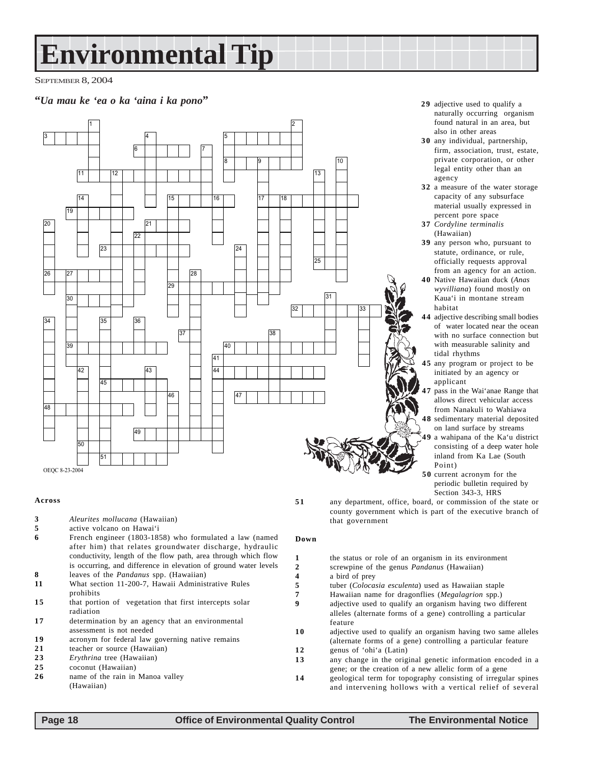# Environmental Tip

SEPTEMBER 8, 2004

***"Ua mau ke 'ea o ka 'aina i ka pono"***

OEQC 8-23-2004

**Across**

**3** *Aleurites mollucana* (Hawaiian)
**5** active volcano on Hawai'i
**6** French engineer (1803-1858) who formulated a law (named after him) that relates groundwater discharge, hydraulic conductivity, length of the flow path, area through which flow is occurring, and difference in elevation of ground water levels
**8** leaves of the *Pandanus* spp. (Hawaiian)
**11** What section 11-200-7, Hawaii Administrative Rules prohibits
**15** that portion of vegetation that first intercepts solar radiation
**17** determination by an agency that an environmental assessment is not needed
**19** acronym for federal law governing native remains
**21** teacher or source (Hawaiian)
**23** *Erythrina* tree (Hawaiian)
**25** coconut (Hawaiian)
**26** name of the rain in Manoa valley (Hawaiian)
**29** adjective used to qualify a naturally occurring organism found natural in an area, but also in other areas
**30** any individual, partnership, firm, association, trust, estate, private corporation, or other legal entity other than an agency
**32** a measure of the water storage capacity of any subsurface material usually expressed in percent pore space
**37** *Cordyline terminalis* (Hawaiian)
**39** any person who, pursuant to statute, ordinance, or rule, officially requests approval from an agency for an action.
**40** Native Hawaiian duck (*Anas wyvilliana*) found mostly on Kaua'i in montane stream habitat
**44** adjective describing small bodies of water located near the ocean with no surface connection but with measurable salinity and tidal rhythms
**45** any program or project to be initiated by an agency or applicant
**47** pass in the Wai'anae Range that allows direct vehicular access from Nanakuli to Wahiawa
**48** sedimentary material deposited on land surface by streams
**49** a wahipana of the Ka'u district consisting of a deep water hole inland from Ka Lae (South Point)
**50** current acronym for the periodic bulletin required by Section 343-3, HRS
**51** any department, office, board, or commission of the state or county government which is part of the executive branch of that government

**Down**

**1** the status or role of an organism in its environment
**2** screwpine of the genus *Pandanus* (Hawaiian)
**4** a bird of prey
**5** tuber (*Colocasia esculenta*) used as Hawaiian staple
**7** Hawaiian name for dragonflies (*Megalagrion* spp.)
**9** adjective used to qualify an organism having two different alleles (alternate forms of a gene) controlling a particular feature
**10** adjective used to qualify an organism having two same alleles (alternate forms of a gene) controlling a particular feature
**12** genus of 'ohi'a (Latin)
**13** any change in the original genetic information encoded in a gene; or the creation of a new allelic form of a gene
**14** geological term for topography consisting of irregular spines and intervening hollows with a vertical relief of several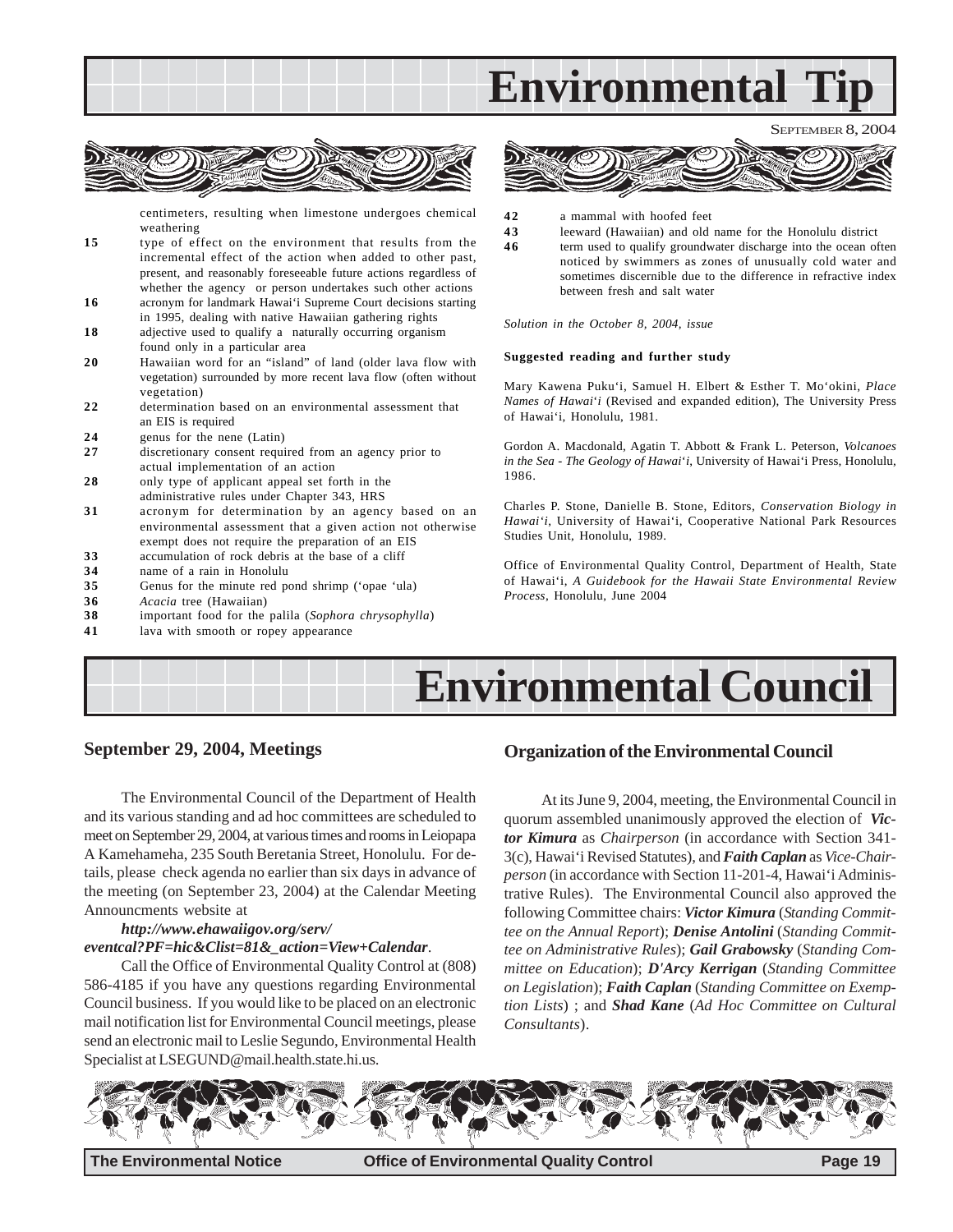# Environmental Tip

SEPTEMBER 8, 2004

centimeters, resulting when limestone undergoes chemical weathering

**15** type of effect on the environment that results from the incremental effect of the action when added to other past, present, and reasonably foreseeable future actions regardless of whether the agency or person undertakes such other actions

**16** acronym for landmark Hawai'i Supreme Court decisions starting in 1995, dealing with native Hawaiian gathering rights

**18** adjective used to qualify a naturally occurring organism found only in a particular area

**20** Hawaiian word for an "island" of land (older lava flow with vegetation) surrounded by more recent lava flow (often without vegetation)

**22** determination based on an environmental assessment that an EIS is required

**24** genus for the nene (Latin)

**27** discretionary consent required from an agency prior to actual implementation of an action

**28** only type of applicant appeal set forth in the administrative rules under Chapter 343, HRS

**31** acronym for determination by an agency based on an environmental assessment that a given action not otherwise exempt does not require the preparation of an EIS

**33** accumulation of rock debris at the base of a cliff

**34** name of a rain in Honolulu

**35** Genus for the minute red pond shrimp ('opae 'ula)

**36** *Acacia* tree (Hawaiian)

**38** important food for the palila (*Sophora chrysophylla*)

**41** lava with smooth or ropey appearance

**42** a mammal with hoofed feet

**43** leeward (Hawaiian) and old name for the Honolulu district

**46** term used to qualify groundwater discharge into the ocean often noticed by swimmers as zones of unusually cold water and sometimes discernible due to the difference in refractive index between fresh and salt water

*Solution in the October 8, 2004, issue*

**Suggested reading and further study**

Mary Kawena Puku'i, Samuel H. Elbert & Esther T. Mo'okini, *Place Names of Hawai'i* (Revised and expanded edition), The University Press of Hawai'i, Honolulu, 1981.

Gordon A. Macdonald, Agatin T. Abbott & Frank L. Peterson, *Volcanoes in the Sea - The Geology of Hawai'i*, University of Hawai'i Press, Honolulu, 1986.

Charles P. Stone, Danielle B. Stone, Editors, *Conservation Biology in Hawai'i*, University of Hawai'i, Cooperative National Park Resources Studies Unit, Honolulu, 1989.

Office of Environmental Quality Control, Department of Health, State of Hawai'i, *A Guidebook for the Hawaii State Environmental Review Process*, Honolulu, June 2004

# Environmental Council

## September 29, 2004, Meetings

The Environmental Council of the Department of Health and its various standing and ad hoc committees are scheduled to meet on September 29, 2004, at various times and rooms in Leiopapa A Kamehameha, 235 South Beretania Street, Honolulu. For details, please check agenda no earlier than six days in advance of the meeting (on September 23, 2004) at the Calendar Meeting Announcments website at

***http://www.ehawaiigov.org/serv/eventcal?PF=hic&Clist=81&_action=View+Calendar***.

Call the Office of Environmental Quality Control at (808) 586-4185 if you have any questions regarding Environmental Council business. If you would like to be placed on an electronic mail notification list for Environmental Council meetings, please send an electronic mail to Leslie Segundo, Environmental Health Specialist at LSEGUND@mail.health.state.hi.us.

## Organization of the Environmental Council

At its June 9, 2004, meeting, the Environmental Council in quorum assembled unanimously approved the election of ***Victor Kimura*** as *Chairperson* (in accordance with Section 341-3(c), Hawai'i Revised Statutes), and ***Faith Caplan*** as *Vice-Chairperson* (in accordance with Section 11-201-4, Hawai'i Administrative Rules). The Environmental Council also approved the following Committee chairs: ***Victor Kimura*** (*Standing Committee on the Annual Report*); ***Denise Antolini*** (*Standing Committee on Administrative Rules*); ***Gail Grabowsky*** (*Standing Committee on Education*); ***D'Arcy Kerrigan*** (*Standing Committee on Legislation*); ***Faith Caplan*** (*Standing Committee on Exemption Lists*) ; and ***Shad Kane*** (*Ad Hoc Committee on Cultural Consultants*).